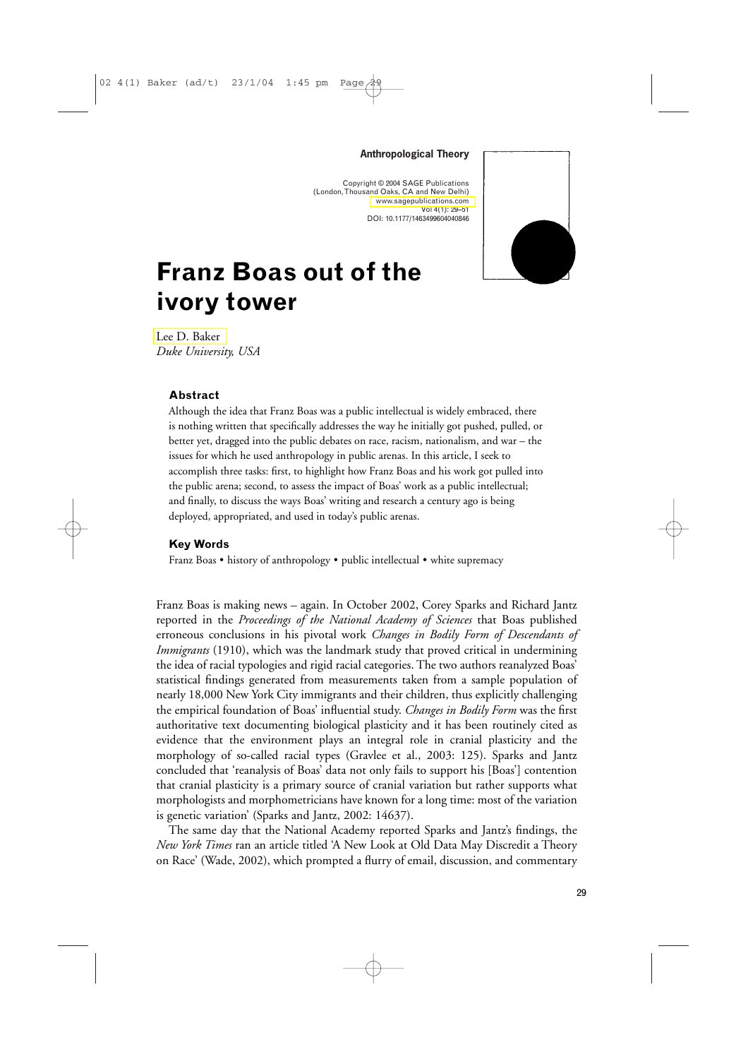Anthropological Theory

Copyright © 2004 SAGE Publications
(London, Thousand Oaks, CA and New Delhi)
www.sagepublications.com
DOI: 10.1177/1463499604040846

# Franz Boas out of the ivory tower

Lee D. Baker
*Duke University, USA*

### Abstract

Although the idea that Franz Boas was a public intellectual is widely embraced, there is nothing written that specifically addresses the way he initially got pushed, pulled, or better yet, dragged into the public debates on race, racism, nationalism, and war – the issues for which he used anthropology in public arenas. In this article, I seek to accomplish three tasks: first, to highlight how Franz Boas and his work got pulled into the public arena; second, to assess the impact of Boas' work as a public intellectual; and finally, to discuss the ways Boas' writing and research a century ago is being deployed, appropriated, and used in today's public arenas.

### Key Words

Franz Boas • history of anthropology • public intellectual • white supremacy

Franz Boas is making news – again. In October 2002, Corey Sparks and Richard Jantz reported in the *Proceedings of the National Academy of Sciences* that Boas published erroneous conclusions in his pivotal work *Changes in Bodily Form of Descendants of Immigrants* (1910), which was the landmark study that proved critical in undermining the idea of racial typologies and rigid racial categories. The two authors reanalyzed Boas' statistical findings generated from measurements taken from a sample population of nearly 18,000 New York City immigrants and their children, thus explicitly challenging the empirical foundation of Boas' influential study. *Changes in Bodily Form* was the first authoritative text documenting biological plasticity and it has been routinely cited as evidence that the environment plays an integral role in cranial plasticity and the morphology of so-called racial types (Gravlee et al., 2003: 125). Sparks and Jantz concluded that 'reanalysis of Boas' data not only fails to support his [Boas'] contention that cranial plasticity is a primary source of cranial variation but rather supports what morphologists and morphometricians have known for a long time: most of the variation is genetic variation' (Sparks and Jantz, 2002: 14637).

The same day that the National Academy reported Sparks and Jantz's findings, the *New York Times* ran an article titled 'A New Look at Old Data May Discredit a Theory on Race' (Wade, 2002), which prompted a flurry of email, discussion, and commentary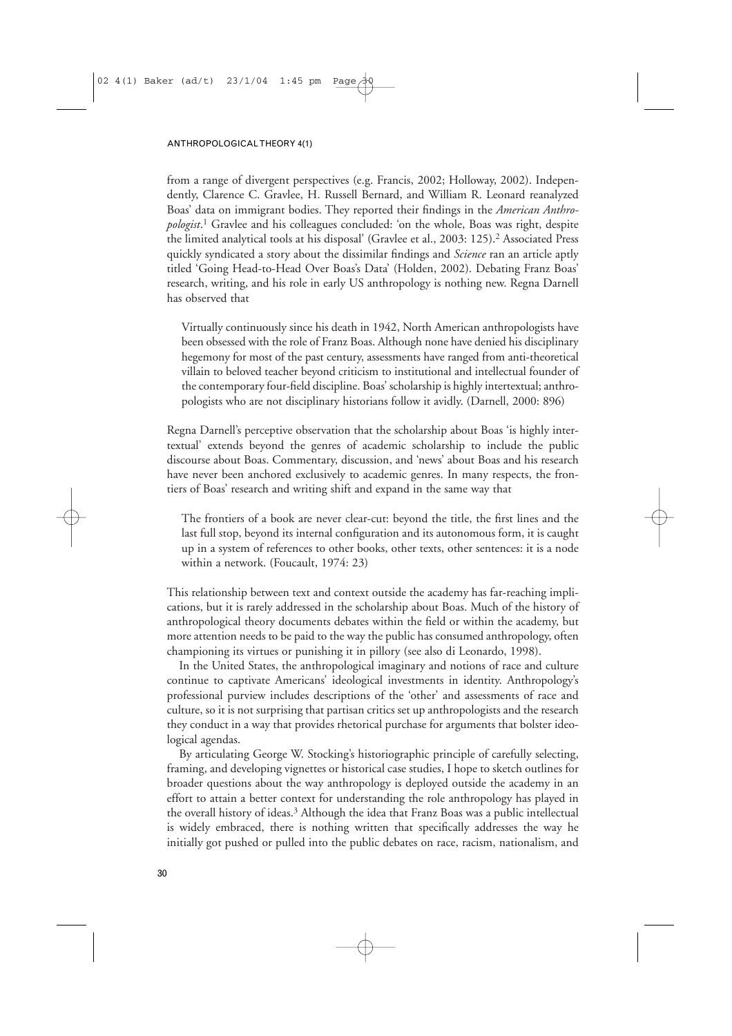from a range of divergent perspectives (e.g. Francis, 2002; Holloway, 2002). Independently, Clarence C. Gravlee, H. Russell Bernard, and William R. Leonard reanalyzed Boas' data on immigrant bodies. They reported their findings in the *American Anthropologist*.[1] Gravlee and his colleagues concluded: 'on the whole, Boas was right, despite the limited analytical tools at his disposal' (Gravlee et al., 2003: 125).[2] Associated Press quickly syndicated a story about the dissimilar findings and *Science* ran an article aptly titled 'Going Head-to-Head Over Boas's Data' (Holden, 2002). Debating Franz Boas' research, writing, and his role in early US anthropology is nothing new. Regna Darnell has observed that

> Virtually continuously since his death in 1942, North American anthropologists have been obsessed with the role of Franz Boas. Although none have denied his disciplinary hegemony for most of the past century, assessments have ranged from anti-theoretical villain to beloved teacher beyond criticism to institutional and intellectual founder of the contemporary four-field discipline. Boas' scholarship is highly intertextual; anthropologists who are not disciplinary historians follow it avidly. (Darnell, 2000: 896)

Regna Darnell's perceptive observation that the scholarship about Boas 'is highly intertextual' extends beyond the genres of academic scholarship to include the public discourse about Boas. Commentary, discussion, and 'news' about Boas and his research have never been anchored exclusively to academic genres. In many respects, the frontiers of Boas' research and writing shift and expand in the same way that

> The frontiers of a book are never clear-cut: beyond the title, the first lines and the last full stop, beyond its internal configuration and its autonomous form, it is caught up in a system of references to other books, other texts, other sentences: it is a node within a network. (Foucault, 1974: 23)

This relationship between text and context outside the academy has far-reaching implications, but it is rarely addressed in the scholarship about Boas. Much of the history of anthropological theory documents debates within the field or within the academy, but more attention needs to be paid to the way the public has consumed anthropology, often championing its virtues or punishing it in pillory (see also di Leonardo, 1998).

In the United States, the anthropological imaginary and notions of race and culture continue to captivate Americans' ideological investments in identity. Anthropology's professional purview includes descriptions of the 'other' and assessments of race and culture, so it is not surprising that partisan critics set up anthropologists and the research they conduct in a way that provides rhetorical purchase for arguments that bolster ideological agendas.

By articulating George W. Stocking's historiographic principle of carefully selecting, framing, and developing vignettes or historical case studies, I hope to sketch outlines for broader questions about the way anthropology is deployed outside the academy in an effort to attain a better context for understanding the role anthropology has played in the overall history of ideas.[3] Although the idea that Franz Boas was a public intellectual is widely embraced, there is nothing written that specifically addresses the way he initially got pushed or pulled into the public debates on race, racism, nationalism, and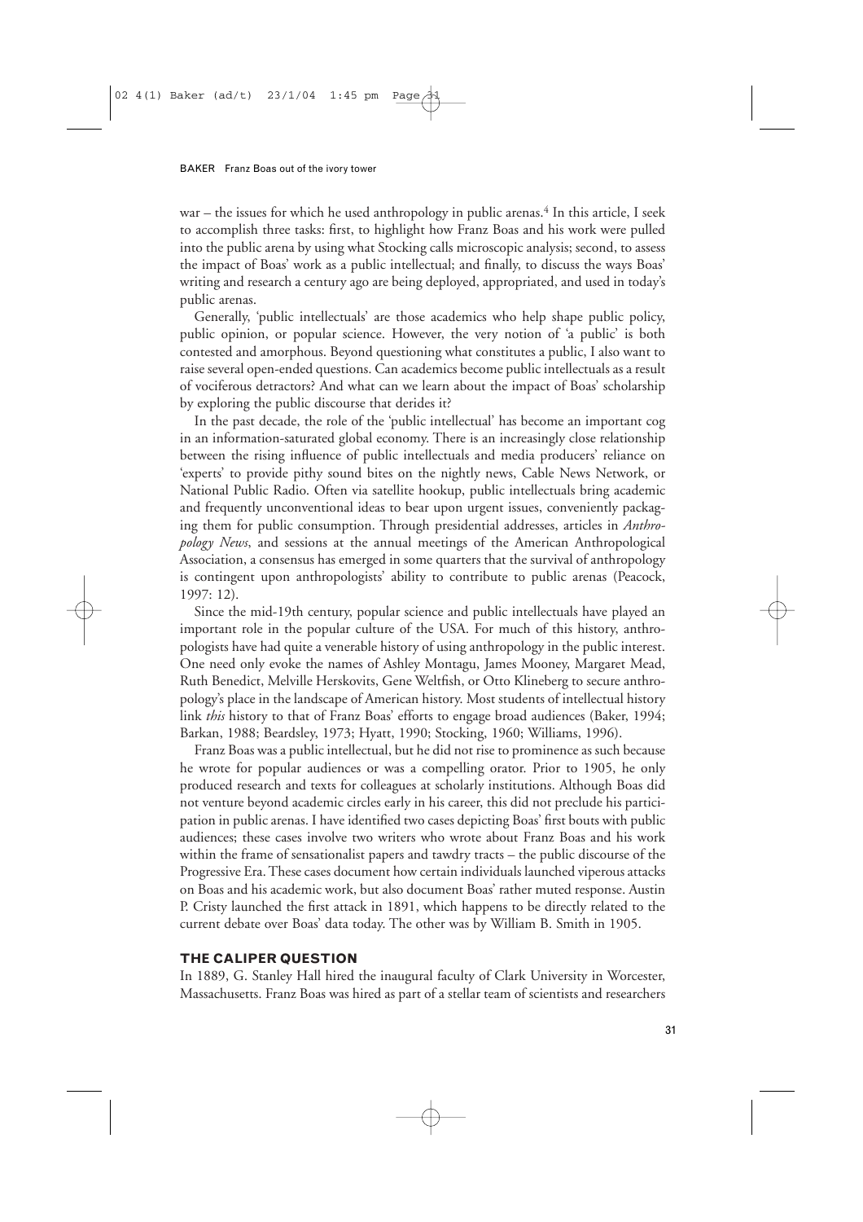war – the issues for which he used anthropology in public arenas.[4] In this article, I seek to accomplish three tasks: first, to highlight how Franz Boas and his work were pulled into the public arena by using what Stocking calls microscopic analysis; second, to assess the impact of Boas' work as a public intellectual; and finally, to discuss the ways Boas' writing and research a century ago are being deployed, appropriated, and used in today's public arenas.

Generally, 'public intellectuals' are those academics who help shape public policy, public opinion, or popular science. However, the very notion of 'a public' is both contested and amorphous. Beyond questioning what constitutes a public, I also want to raise several open-ended questions. Can academics become public intellectuals as a result of vociferous detractors? And what can we learn about the impact of Boas' scholarship by exploring the public discourse that derides it?

In the past decade, the role of the 'public intellectual' has become an important cog in an information-saturated global economy. There is an increasingly close relationship between the rising influence of public intellectuals and media producers' reliance on 'experts' to provide pithy sound bites on the nightly news, Cable News Network, or National Public Radio. Often via satellite hookup, public intellectuals bring academic and frequently unconventional ideas to bear upon urgent issues, conveniently packaging them for public consumption. Through presidential addresses, articles in *Anthropology News*, and sessions at the annual meetings of the American Anthropological Association, a consensus has emerged in some quarters that the survival of anthropology is contingent upon anthropologists' ability to contribute to public arenas (Peacock, 1997: 12).

Since the mid-19th century, popular science and public intellectuals have played an important role in the popular culture of the USA. For much of this history, anthropologists have had quite a venerable history of using anthropology in the public interest. One need only evoke the names of Ashley Montagu, James Mooney, Margaret Mead, Ruth Benedict, Melville Herskovits, Gene Weltfish, or Otto Klineberg to secure anthropology's place in the landscape of American history. Most students of intellectual history link *this* history to that of Franz Boas' efforts to engage broad audiences (Baker, 1994; Barkan, 1988; Beardsley, 1973; Hyatt, 1990; Stocking, 1960; Williams, 1996).

Franz Boas was a public intellectual, but he did not rise to prominence as such because he wrote for popular audiences or was a compelling orator. Prior to 1905, he only produced research and texts for colleagues at scholarly institutions. Although Boas did not venture beyond academic circles early in his career, this did not preclude his participation in public arenas. I have identified two cases depicting Boas' first bouts with public audiences; these cases involve two writers who wrote about Franz Boas and his work within the frame of sensationalist papers and tawdry tracts – the public discourse of the Progressive Era. These cases document how certain individuals launched viperous attacks on Boas and his academic work, but also document Boas' rather muted response. Austin P. Cristy launched the first attack in 1891, which happens to be directly related to the current debate over Boas' data today. The other was by William B. Smith in 1905.

## THE CALIPER QUESTION

In 1889, G. Stanley Hall hired the inaugural faculty of Clark University in Worcester, Massachusetts. Franz Boas was hired as part of a stellar team of scientists and researchers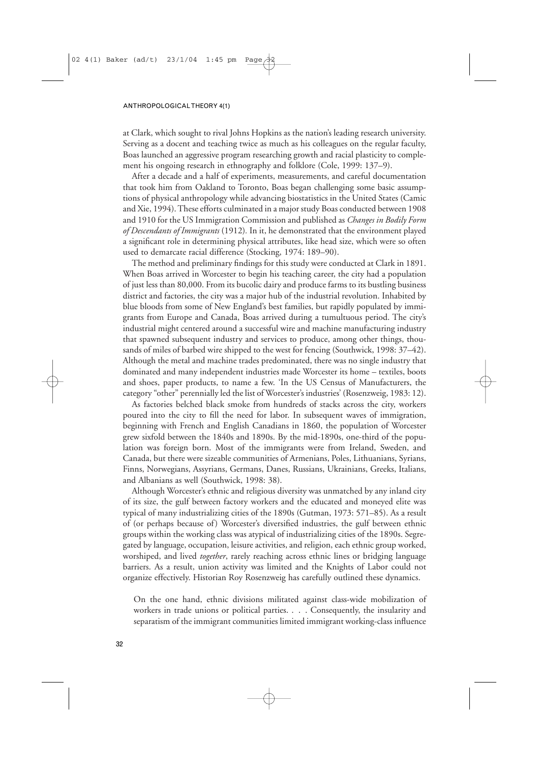at Clark, which sought to rival Johns Hopkins as the nation's leading research university. Serving as a docent and teaching twice as much as his colleagues on the regular faculty, Boas launched an aggressive program researching growth and racial plasticity to complement his ongoing research in ethnography and folklore (Cole, 1999: 137–9).

After a decade and a half of experiments, measurements, and careful documentation that took him from Oakland to Toronto, Boas began challenging some basic assumptions of physical anthropology while advancing biostatistics in the United States (Camic and Xie, 1994). These efforts culminated in a major study Boas conducted between 1908 and 1910 for the US Immigration Commission and published as *Changes in Bodily Form of Descendants of Immigrants* (1912). In it, he demonstrated that the environment played a significant role in determining physical attributes, like head size, which were so often used to demarcate racial difference (Stocking, 1974: 189–90).

The method and preliminary findings for this study were conducted at Clark in 1891. When Boas arrived in Worcester to begin his teaching career, the city had a population of just less than 80,000. From its bucolic dairy and produce farms to its bustling business district and factories, the city was a major hub of the industrial revolution. Inhabited by blue bloods from some of New England's best families, but rapidly populated by immigrants from Europe and Canada, Boas arrived during a tumultuous period. The city's industrial might centered around a successful wire and machine manufacturing industry that spawned subsequent industry and services to produce, among other things, thousands of miles of barbed wire shipped to the west for fencing (Southwick, 1998: 37–42). Although the metal and machine trades predominated, there was no single industry that dominated and many independent industries made Worcester its home – textiles, boots and shoes, paper products, to name a few. 'In the US Census of Manufacturers, the category "other" perennially led the list of Worcester's industries' (Rosenzweig, 1983: 12).

As factories belched black smoke from hundreds of stacks across the city, workers poured into the city to fill the need for labor. In subsequent waves of immigration, beginning with French and English Canadians in 1860, the population of Worcester grew sixfold between the 1840s and 1890s. By the mid-1890s, one-third of the population was foreign born. Most of the immigrants were from Ireland, Sweden, and Canada, but there were sizeable communities of Armenians, Poles, Lithuanians, Syrians, Finns, Norwegians, Assyrians, Germans, Danes, Russians, Ukrainians, Greeks, Italians, and Albanians as well (Southwick, 1998: 38).

Although Worcester's ethnic and religious diversity was unmatched by any inland city of its size, the gulf between factory workers and the educated and moneyed elite was typical of many industrializing cities of the 1890s (Gutman, 1973: 571–85). As a result of (or perhaps because of) Worcester's diversified industries, the gulf between ethnic groups within the working class was atypical of industrializing cities of the 1890s. Segregated by language, occupation, leisure activities, and religion, each ethnic group worked, worshiped, and lived *together*, rarely reaching across ethnic lines or bridging language barriers. As a result, union activity was limited and the Knights of Labor could not organize effectively. Historian Roy Rosenzweig has carefully outlined these dynamics.

> On the one hand, ethnic divisions militated against class-wide mobilization of workers in trade unions or political parties. . . . Consequently, the insularity and separatism of the immigrant communities limited immigrant working-class influence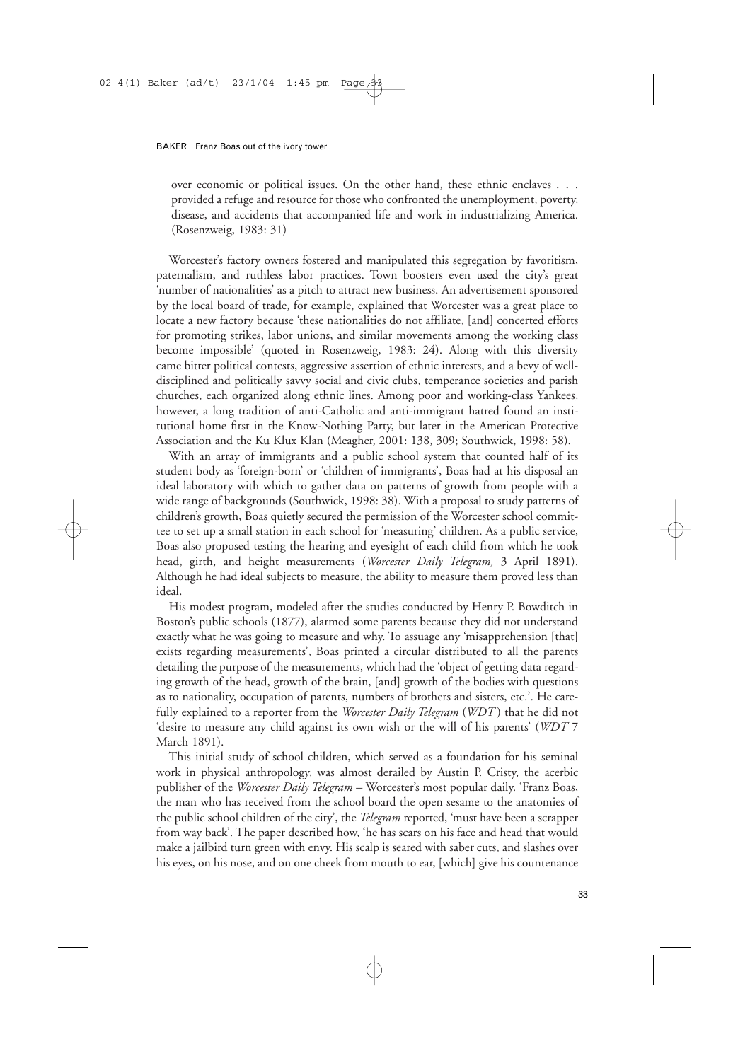over economic or political issues. On the other hand, these ethnic enclaves . . . provided a refuge and resource for those who confronted the unemployment, poverty, disease, and accidents that accompanied life and work in industrializing America. (Rosenzweig, 1983: 31)

Worcester's factory owners fostered and manipulated this segregation by favoritism, paternalism, and ruthless labor practices. Town boosters even used the city's great 'number of nationalities' as a pitch to attract new business. An advertisement sponsored by the local board of trade, for example, explained that Worcester was a great place to locate a new factory because 'these nationalities do not affiliate, [and] concerted efforts for promoting strikes, labor unions, and similar movements among the working class become impossible' (quoted in Rosenzweig, 1983: 24). Along with this diversity came bitter political contests, aggressive assertion of ethnic interests, and a bevy of well-disciplined and politically savvy social and civic clubs, temperance societies and parish churches, each organized along ethnic lines. Among poor and working-class Yankees, however, a long tradition of anti-Catholic and anti-immigrant hatred found an institutional home first in the Know-Nothing Party, but later in the American Protective Association and the Ku Klux Klan (Meagher, 2001: 138, 309; Southwick, 1998: 58).

With an array of immigrants and a public school system that counted half of its student body as 'foreign-born' or 'children of immigrants', Boas had at his disposal an ideal laboratory with which to gather data on patterns of growth from people with a wide range of backgrounds (Southwick, 1998: 38). With a proposal to study patterns of children's growth, Boas quietly secured the permission of the Worcester school committee to set up a small station in each school for 'measuring' children. As a public service, Boas also proposed testing the hearing and eyesight of each child from which he took head, girth, and height measurements (*Worcester Daily Telegram,* 3 April 1891). Although he had ideal subjects to measure, the ability to measure them proved less than ideal.

His modest program, modeled after the studies conducted by Henry P. Bowditch in Boston's public schools (1877), alarmed some parents because they did not understand exactly what he was going to measure and why. To assuage any 'misapprehension [that] exists regarding measurements', Boas printed a circular distributed to all the parents detailing the purpose of the measurements, which had the 'object of getting data regarding growth of the head, growth of the brain, [and] growth of the bodies with questions as to nationality, occupation of parents, numbers of brothers and sisters, etc.'. He carefully explained to a reporter from the *Worcester Daily Telegram* (*WDT*) that he did not 'desire to measure any child against its own wish or the will of his parents' (*WDT* 7 March 1891).

This initial study of school children, which served as a foundation for his seminal work in physical anthropology, was almost derailed by Austin P. Cristy, the acerbic publisher of the *Worcester Daily Telegram* – Worcester's most popular daily. 'Franz Boas, the man who has received from the school board the open sesame to the anatomies of the public school children of the city', the *Telegram* reported, 'must have been a scrapper from way back'. The paper described how, 'he has scars on his face and head that would make a jailbird turn green with envy. His scalp is seared with saber cuts, and slashes over his eyes, on his nose, and on one cheek from mouth to ear, [which] give his countenance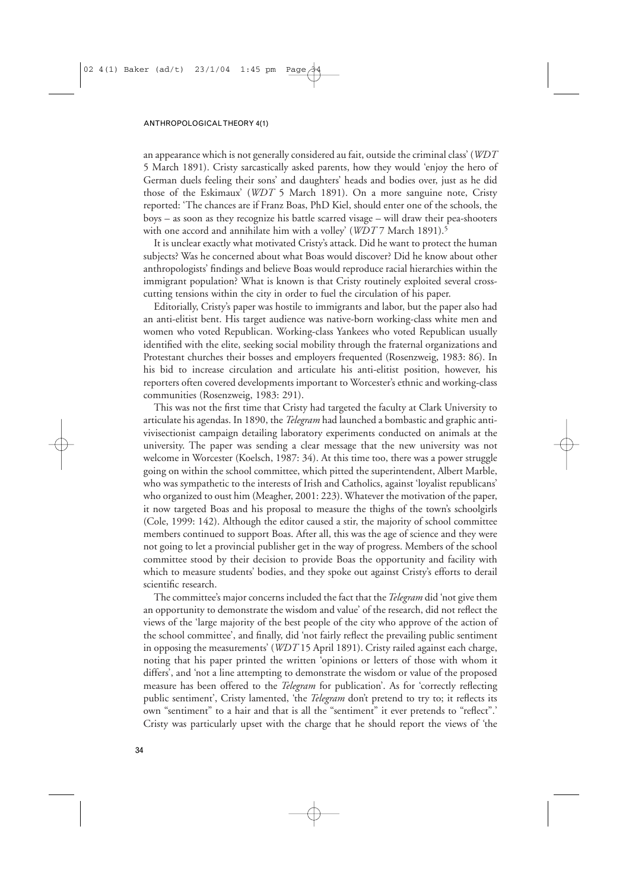an appearance which is not generally considered au fait, outside the criminal class' (*WDT* 5 March 1891). Cristy sarcastically asked parents, how they would 'enjoy the hero of German duels feeling their sons' and daughters' heads and bodies over, just as he did those of the Eskimaux' (*WDT* 5 March 1891). On a more sanguine note, Cristy reported: 'The chances are if Franz Boas, PhD Kiel, should enter one of the schools, the boys – as soon as they recognize his battle scarred visage – will draw their pea-shooters with one accord and annihilate him with a volley' (*WDT* 7 March 1891).[5]

It is unclear exactly what motivated Cristy's attack. Did he want to protect the human subjects? Was he concerned about what Boas would discover? Did he know about other anthropologists' findings and believe Boas would reproduce racial hierarchies within the immigrant population? What is known is that Cristy routinely exploited several cross-cutting tensions within the city in order to fuel the circulation of his paper.

Editorially, Cristy's paper was hostile to immigrants and labor, but the paper also had an anti-elitist bent. His target audience was native-born working-class white men and women who voted Republican. Working-class Yankees who voted Republican usually identified with the elite, seeking social mobility through the fraternal organizations and Protestant churches their bosses and employers frequented (Rosenzweig, 1983: 86). In his bid to increase circulation and articulate his anti-elitist position, however, his reporters often covered developments important to Worcester's ethnic and working-class communities (Rosenzweig, 1983: 291).

This was not the first time that Cristy had targeted the faculty at Clark University to articulate his agendas. In 1890, the *Telegram* had launched a bombastic and graphic anti-vivisectionist campaign detailing laboratory experiments conducted on animals at the university. The paper was sending a clear message that the new university was not welcome in Worcester (Koelsch, 1987: 34). At this time too, there was a power struggle going on within the school committee, which pitted the superintendent, Albert Marble, who was sympathetic to the interests of Irish and Catholics, against 'loyalist republicans' who organized to oust him (Meagher, 2001: 223). Whatever the motivation of the paper, it now targeted Boas and his proposal to measure the thighs of the town's schoolgirls (Cole, 1999: 142). Although the editor caused a stir, the majority of school committee members continued to support Boas. After all, this was the age of science and they were not going to let a provincial publisher get in the way of progress. Members of the school committee stood by their decision to provide Boas the opportunity and facility with which to measure students' bodies, and they spoke out against Cristy's efforts to derail scientific research.

The committee's major concerns included the fact that the *Telegram* did 'not give them an opportunity to demonstrate the wisdom and value' of the research, did not reflect the views of the 'large majority of the best people of the city who approve of the action of the school committee', and finally, did 'not fairly reflect the prevailing public sentiment in opposing the measurements' (*WDT* 15 April 1891). Cristy railed against each charge, noting that his paper printed the written 'opinions or letters of those with whom it differs', and 'not a line attempting to demonstrate the wisdom or value of the proposed measure has been offered to the *Telegram* for publication'. As for 'correctly reflecting public sentiment', Cristy lamented, 'the *Telegram* don't pretend to try to; it reflects its own "sentiment" to a hair and that is all the "sentiment" it ever pretends to "reflect".' Cristy was particularly upset with the charge that he should report the views of 'the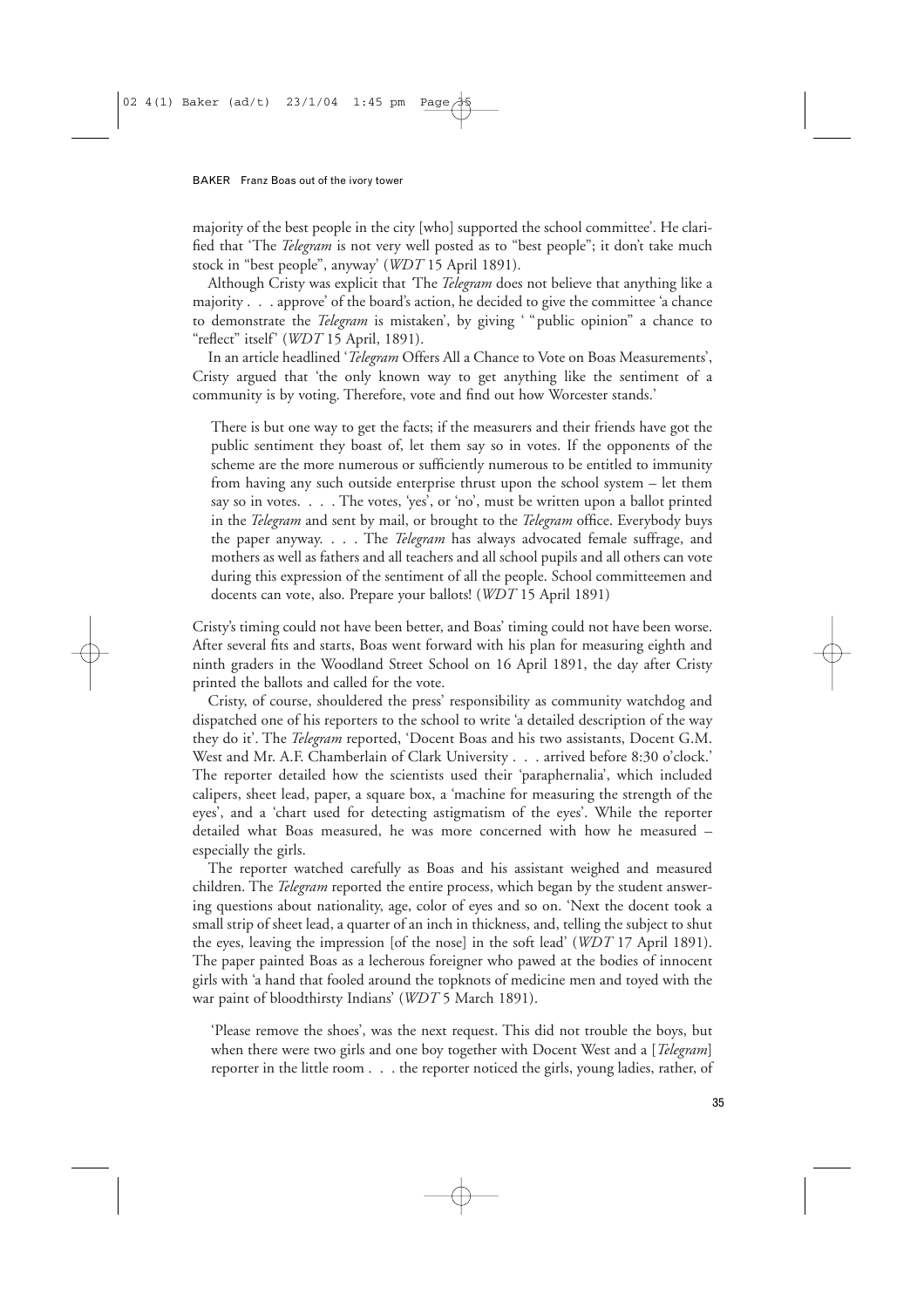majority of the best people in the city [who] supported the school committee'. He clarified that 'The *Telegram* is not very well posted as to "best people"; it don't take much stock in "best people", anyway' (*WDT* 15 April 1891).

Although Cristy was explicit that 'The *Telegram* does not believe that anything like a majority . . . approve' of the board's action, he decided to give the committee 'a chance to demonstrate the *Telegram* is mistaken', by giving ' "public opinion" a chance to "reflect" itself' (*WDT* 15 April, 1891).

In an article headlined '*Telegram* Offers All a Chance to Vote on Boas Measurements', Cristy argued that 'the only known way to get anything like the sentiment of a community is by voting. Therefore, vote and find out how Worcester stands.'

> There is but one way to get the facts; if the measurers and their friends have got the public sentiment they boast of, let them say so in votes. If the opponents of the scheme are the more numerous or sufficiently numerous to be entitled to immunity from having any such outside enterprise thrust upon the school system – let them say so in votes. . . . The votes, 'yes', or 'no', must be written upon a ballot printed in the *Telegram* and sent by mail, or brought to the *Telegram* office. Everybody buys the paper anyway. . . . The *Telegram* has always advocated female suffrage, and mothers as well as fathers and all teachers and all school pupils and all others can vote during this expression of the sentiment of all the people. School committeemen and docents can vote, also. Prepare your ballots! (*WDT* 15 April 1891)

Cristy's timing could not have been better, and Boas' timing could not have been worse. After several fits and starts, Boas went forward with his plan for measuring eighth and ninth graders in the Woodland Street School on 16 April 1891, the day after Cristy printed the ballots and called for the vote.

Cristy, of course, shouldered the press' responsibility as community watchdog and dispatched one of his reporters to the school to write 'a detailed description of the way they do it'. The *Telegram* reported, 'Docent Boas and his two assistants, Docent G.M. West and Mr. A.F. Chamberlain of Clark University . . . arrived before 8:30 o'clock.' The reporter detailed how the scientists used their 'paraphernalia', which included calipers, sheet lead, paper, a square box, a 'machine for measuring the strength of the eyes', and a 'chart used for detecting astigmatism of the eyes'. While the reporter detailed what Boas measured, he was more concerned with how he measured – especially the girls.

The reporter watched carefully as Boas and his assistant weighed and measured children. The *Telegram* reported the entire process, which began by the student answering questions about nationality, age, color of eyes and so on. 'Next the docent took a small strip of sheet lead, a quarter of an inch in thickness, and, telling the subject to shut the eyes, leaving the impression [of the nose] in the soft lead' (*WDT* 17 April 1891). The paper painted Boas as a lecherous foreigner who pawed at the bodies of innocent girls with 'a hand that fooled around the topknots of medicine men and toyed with the war paint of bloodthirsty Indians' (*WDT* 5 March 1891).

> 'Please remove the shoes', was the next request. This did not trouble the boys, but when there were two girls and one boy together with Docent West and a [*Telegram*] reporter in the little room . . . the reporter noticed the girls, young ladies, rather, of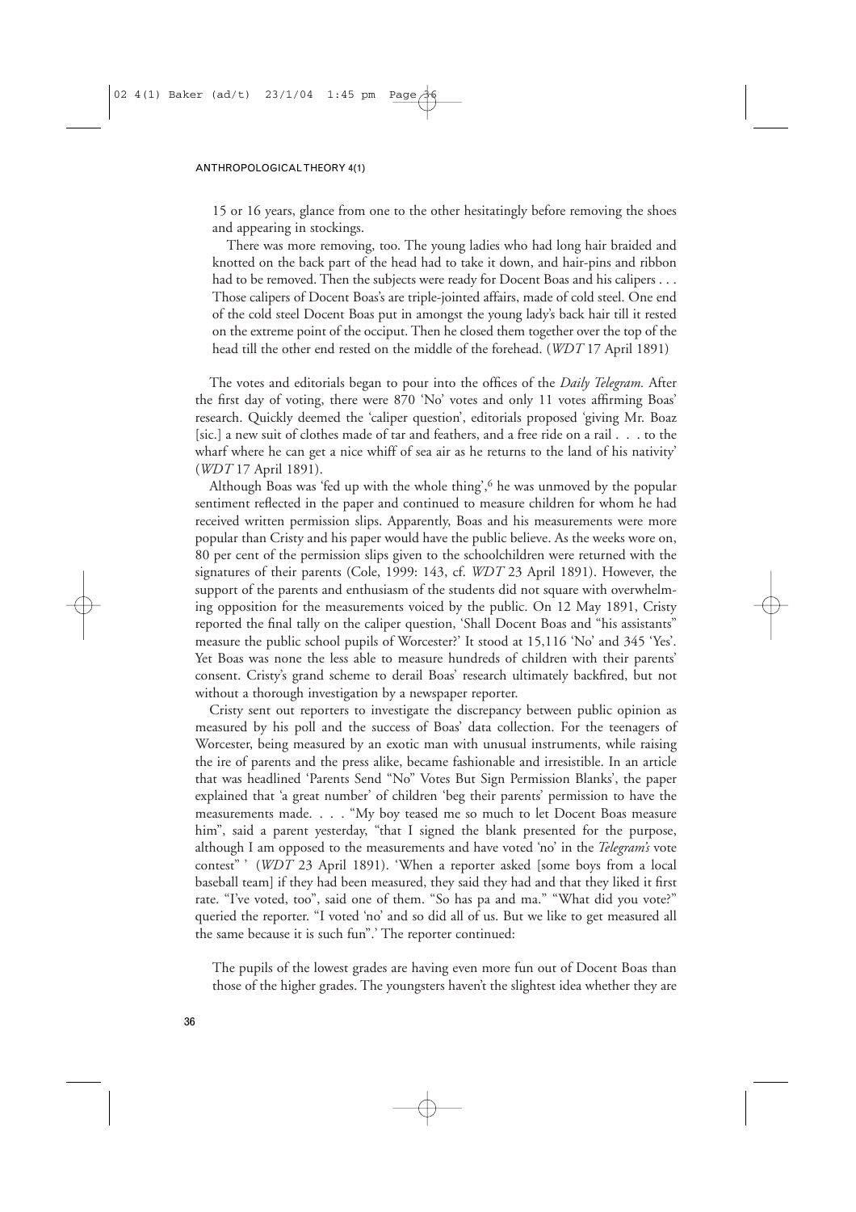> 15 or 16 years, glance from one to the other hesitatingly before removing the shoes and appearing in stockings.
>
> There was more removing, too. The young ladies who had long hair braided and knotted on the back part of the head had to take it down, and hair-pins and ribbon had to be removed. Then the subjects were ready for Docent Boas and his calipers . . . Those calipers of Docent Boas's are triple-jointed affairs, made of cold steel. One end of the cold steel Docent Boas put in amongst the young lady's back hair till it rested on the extreme point of the occiput. Then he closed them together over the top of the head till the other end rested on the middle of the forehead. (*WDT* 17 April 1891)

The votes and editorials began to pour into the offices of the *Daily Telegram.* After the first day of voting, there were 870 'No' votes and only 11 votes affirming Boas' research. Quickly deemed the 'caliper question', editorials proposed 'giving Mr. Boaz [sic.] a new suit of clothes made of tar and feathers, and a free ride on a rail . . . to the wharf where he can get a nice whiff of sea air as he returns to the land of his nativity' (*WDT* 17 April 1891).

Although Boas was 'fed up with the whole thing',[6] he was unmoved by the popular sentiment reflected in the paper and continued to measure children for whom he had received written permission slips. Apparently, Boas and his measurements were more popular than Cristy and his paper would have the public believe. As the weeks wore on, 80 per cent of the permission slips given to the schoolchildren were returned with the signatures of their parents (Cole, 1999: 143, cf. *WDT* 23 April 1891). However, the support of the parents and enthusiasm of the students did not square with overwhelming opposition for the measurements voiced by the public. On 12 May 1891, Cristy reported the final tally on the caliper question, 'Shall Docent Boas and "his assistants" measure the public school pupils of Worcester?' It stood at 15,116 'No' and 345 'Yes'. Yet Boas was none the less able to measure hundreds of children with their parents' consent. Cristy's grand scheme to derail Boas' research ultimately backfired, but not without a thorough investigation by a newspaper reporter.

Cristy sent out reporters to investigate the discrepancy between public opinion as measured by his poll and the success of Boas' data collection. For the teenagers of Worcester, being measured by an exotic man with unusual instruments, while raising the ire of parents and the press alike, became fashionable and irresistible. In an article that was headlined 'Parents Send "No" Votes But Sign Permission Blanks', the paper explained that 'a great number' of children 'beg their parents' permission to have the measurements made. . . . "My boy teased me so much to let Docent Boas measure him", said a parent yesterday, "that I signed the blank presented for the purpose, although I am opposed to the measurements and have voted 'no' in the *Telegram's* vote contest" ' (*WDT* 23 April 1891). 'When a reporter asked [some boys from a local baseball team] if they had been measured, they said they had and that they liked it first rate. "I've voted, too", said one of them. "So has pa and ma." "What did you vote?" queried the reporter. "I voted 'no' and so did all of us. But we like to get measured all the same because it is such fun".' The reporter continued:

> The pupils of the lowest grades are having even more fun out of Docent Boas than those of the higher grades. The youngsters haven't the slightest idea whether they are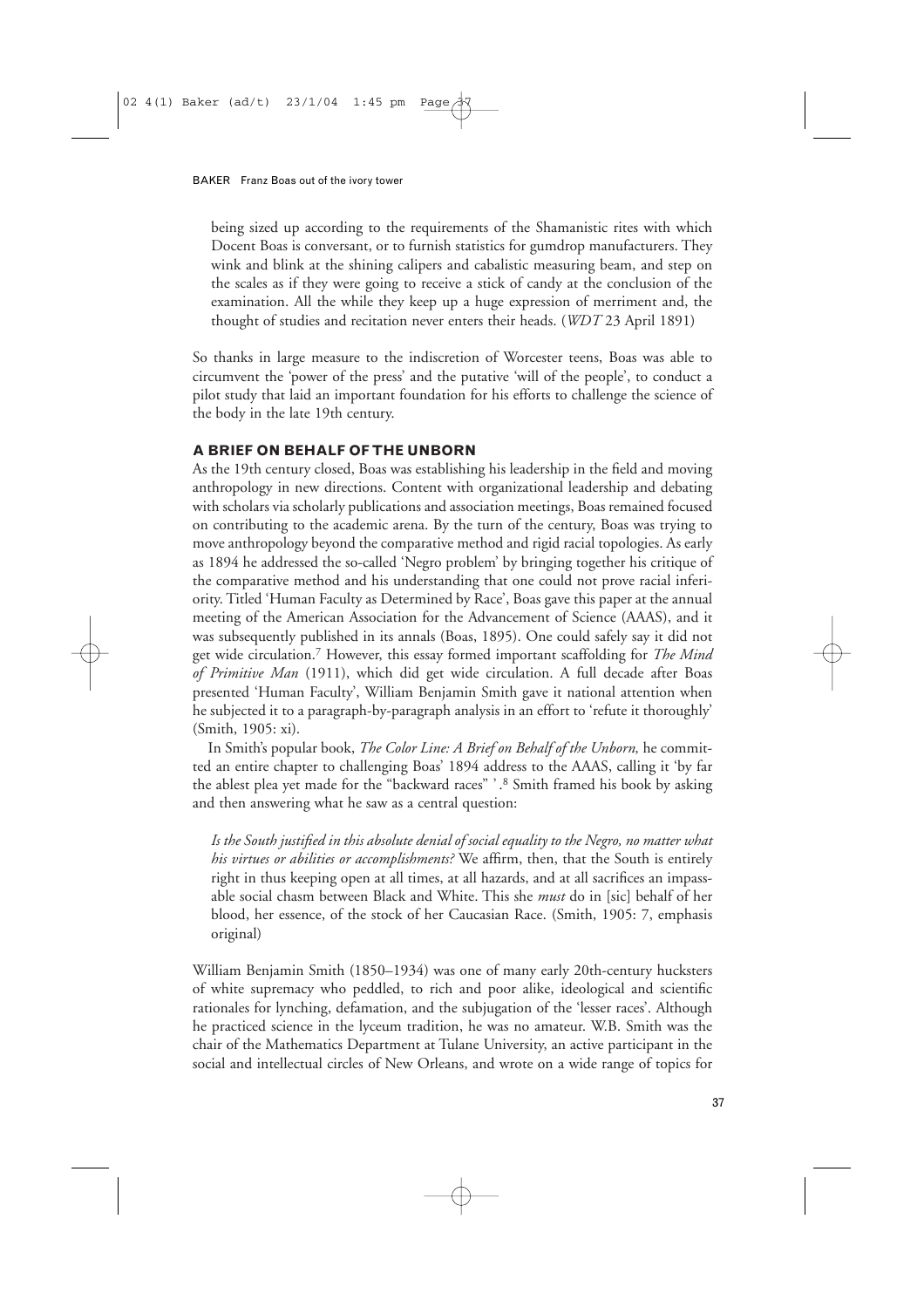being sized up according to the requirements of the Shamanistic rites with which Docent Boas is conversant, or to furnish statistics for gumdrop manufacturers. They wink and blink at the shining calipers and cabalistic measuring beam, and step on the scales as if they were going to receive a stick of candy at the conclusion of the examination. All the while they keep up a huge expression of merriment and, the thought of studies and recitation never enters their heads. (*WDT* 23 April 1891)

So thanks in large measure to the indiscretion of Worcester teens, Boas was able to circumvent the 'power of the press' and the putative 'will of the people', to conduct a pilot study that laid an important foundation for his efforts to challenge the science of the body in the late 19th century.

## A BRIEF ON BEHALF OF THE UNBORN

As the 19th century closed, Boas was establishing his leadership in the field and moving anthropology in new directions. Content with organizational leadership and debating with scholars via scholarly publications and association meetings, Boas remained focused on contributing to the academic arena. By the turn of the century, Boas was trying to move anthropology beyond the comparative method and rigid racial topologies. As early as 1894 he addressed the so-called 'Negro problem' by bringing together his critique of the comparative method and his understanding that one could not prove racial inferiority. Titled 'Human Faculty as Determined by Race', Boas gave this paper at the annual meeting of the American Association for the Advancement of Science (AAAS), and it was subsequently published in its annals (Boas, 1895). One could safely say it did not get wide circulation.[7] However, this essay formed important scaffolding for *The Mind of Primitive Man* (1911), which did get wide circulation. A full decade after Boas presented 'Human Faculty', William Benjamin Smith gave it national attention when he subjected it to a paragraph-by-paragraph analysis in an effort to 'refute it thoroughly' (Smith, 1905: xi).

In Smith's popular book, *The Color Line: A Brief on Behalf of the Unborn,* he committed an entire chapter to challenging Boas' 1894 address to the AAAS, calling it 'by far the ablest plea yet made for the "backward races" '.[8] Smith framed his book by asking and then answering what he saw as a central question:

*Is the South justified in this absolute denial of social equality to the Negro, no matter what his virtues or abilities or accomplishments?* We affirm, then, that the South is entirely right in thus keeping open at all times, at all hazards, and at all sacrifices an impassable social chasm between Black and White. This she *must* do in [sic] behalf of her blood, her essence, of the stock of her Caucasian Race. (Smith, 1905: 7, emphasis original)

William Benjamin Smith (1850–1934) was one of many early 20th-century hucksters of white supremacy who peddled, to rich and poor alike, ideological and scientific rationales for lynching, defamation, and the subjugation of the 'lesser races'. Although he practiced science in the lyceum tradition, he was no amateur. W.B. Smith was the chair of the Mathematics Department at Tulane University, an active participant in the social and intellectual circles of New Orleans, and wrote on a wide range of topics for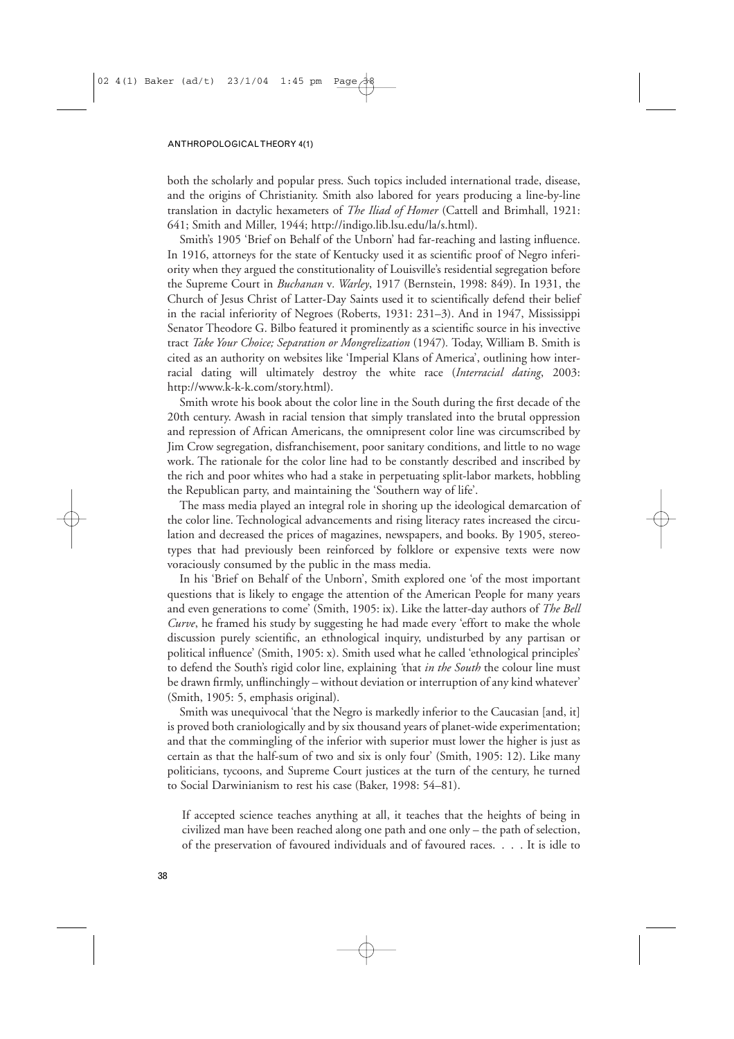both the scholarly and popular press. Such topics included international trade, disease, and the origins of Christianity. Smith also labored for years producing a line-by-line translation in dactylic hexameters of *The Iliad of Homer* (Cattell and Brimhall, 1921: 641; Smith and Miller, 1944; http://indigo.lib.lsu.edu/la/s.html).

Smith's 1905 'Brief on Behalf of the Unborn' had far-reaching and lasting influence. In 1916, attorneys for the state of Kentucky used it as scientific proof of Negro inferiority when they argued the constitutionality of Louisville's residential segregation before the Supreme Court in *Buchanan* v*. Warley*, 1917 (Bernstein, 1998: 849). In 1931, the Church of Jesus Christ of Latter-Day Saints used it to scientifically defend their belief in the racial inferiority of Negroes (Roberts, 1931: 231–3). And in 1947, Mississippi Senator Theodore G. Bilbo featured it prominently as a scientific source in his invective tract *Take Your Choice; Separation or Mongrelization* (1947)*.* Today, William B. Smith is cited as an authority on websites like 'Imperial Klans of America', outlining how interracial dating will ultimately destroy the white race (*Interracial dating*, 2003: http://www.k-k-k.com/story.html).

Smith wrote his book about the color line in the South during the first decade of the 20th century. Awash in racial tension that simply translated into the brutal oppression and repression of African Americans, the omnipresent color line was circumscribed by Jim Crow segregation, disfranchisement, poor sanitary conditions, and little to no wage work. The rationale for the color line had to be constantly described and inscribed by the rich and poor whites who had a stake in perpetuating split-labor markets, hobbling the Republican party, and maintaining the 'Southern way of life'.

The mass media played an integral role in shoring up the ideological demarcation of the color line. Technological advancements and rising literacy rates increased the circulation and decreased the prices of magazines, newspapers, and books. By 1905, stereotypes that had previously been reinforced by folklore or expensive texts were now voraciously consumed by the public in the mass media.

In his 'Brief on Behalf of the Unborn', Smith explored one 'of the most important questions that is likely to engage the attention of the American People for many years and even generations to come' (Smith, 1905: ix). Like the latter-day authors of *The Bell Curve*, he framed his study by suggesting he had made every 'effort to make the whole discussion purely scientific, an ethnological inquiry, undisturbed by any partisan or political influence' (Smith, 1905: x). Smith used what he called 'ethnological principles' to defend the South's rigid color line, explaining *'*that *in the South* the colour line must be drawn firmly, unflinchingly – without deviation or interruption of any kind whatever' (Smith, 1905: 5, emphasis original).

Smith was unequivocal 'that the Negro is markedly inferior to the Caucasian [and, it] is proved both craniologically and by six thousand years of planet-wide experimentation; and that the commingling of the inferior with superior must lower the higher is just as certain as that the half-sum of two and six is only four' (Smith, 1905: 12). Like many politicians, tycoons, and Supreme Court justices at the turn of the century, he turned to Social Darwinianism to rest his case (Baker, 1998: 54–81).

> If accepted science teaches anything at all, it teaches that the heights of being in civilized man have been reached along one path and one only – the path of selection, of the preservation of favoured individuals and of favoured races. . . . It is idle to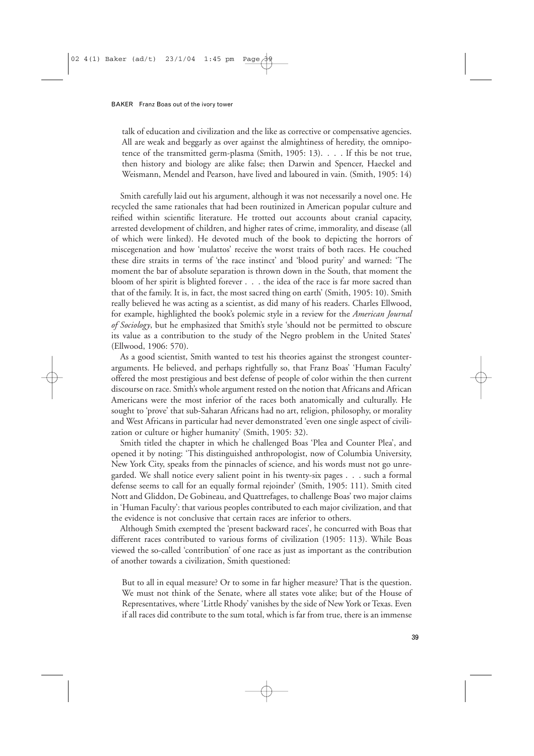> talk of education and civilization and the like as corrective or compensative agencies. All are weak and beggarly as over against the almightiness of heredity, the omnipotence of the transmitted germ-plasma (Smith, 1905: 13). . . . If this be not true, then history and biology are alike false; then Darwin and Spencer, Haeckel and Weismann, Mendel and Pearson, have lived and laboured in vain. (Smith, 1905: 14)

Smith carefully laid out his argument, although it was not necessarily a novel one. He recycled the same rationales that had been routinized in American popular culture and reified within scientific literature. He trotted out accounts about cranial capacity, arrested development of children, and higher rates of crime, immorality, and disease (all of which were linked). He devoted much of the book to depicting the horrors of miscegenation and how 'mulattos' receive the worst traits of both races. He couched these dire straits in terms of 'the race instinct' and 'blood purity' and warned: 'The moment the bar of absolute separation is thrown down in the South, that moment the bloom of her spirit is blighted forever . . . the idea of the race is far more sacred than that of the family. It is, in fact, the most sacred thing on earth' (Smith, 1905: 10). Smith really believed he was acting as a scientist, as did many of his readers. Charles Ellwood, for example, highlighted the book's polemic style in a review for the *American Journal of Sociology*, but he emphasized that Smith's style 'should not be permitted to obscure its value as a contribution to the study of the Negro problem in the United States' (Ellwood, 1906: 570).

As a good scientist, Smith wanted to test his theories against the strongest counterarguments. He believed, and perhaps rightfully so, that Franz Boas' 'Human Faculty' offered the most prestigious and best defense of people of color within the then current discourse on race. Smith's whole argument rested on the notion that Africans and African Americans were the most inferior of the races both anatomically and culturally. He sought to 'prove' that sub-Saharan Africans had no art, religion, philosophy, or morality and West Africans in particular had never demonstrated 'even one single aspect of civilization or culture or higher humanity' (Smith, 1905: 32).

Smith titled the chapter in which he challenged Boas 'Plea and Counter Plea', and opened it by noting: 'This distinguished anthropologist, now of Columbia University, New York City, speaks from the pinnacles of science, and his words must not go unregarded. We shall notice every salient point in his twenty-six pages . . . such a formal defense seems to call for an equally formal rejoinder' (Smith, 1905: 111). Smith cited Nott and Gliddon, De Gobineau, and Quattrefages, to challenge Boas' two major claims in 'Human Faculty': that various peoples contributed to each major civilization, and that the evidence is not conclusive that certain races are inferior to others.

Although Smith exempted the 'present backward races', he concurred with Boas that different races contributed to various forms of civilization (1905: 113). While Boas viewed the so-called 'contribution' of one race as just as important as the contribution of another towards a civilization, Smith questioned:

> But to all in equal measure? Or to some in far higher measure? That is the question. We must not think of the Senate, where all states vote alike; but of the House of Representatives, where 'Little Rhody' vanishes by the side of New York or Texas. Even if all races did contribute to the sum total, which is far from true, there is an immense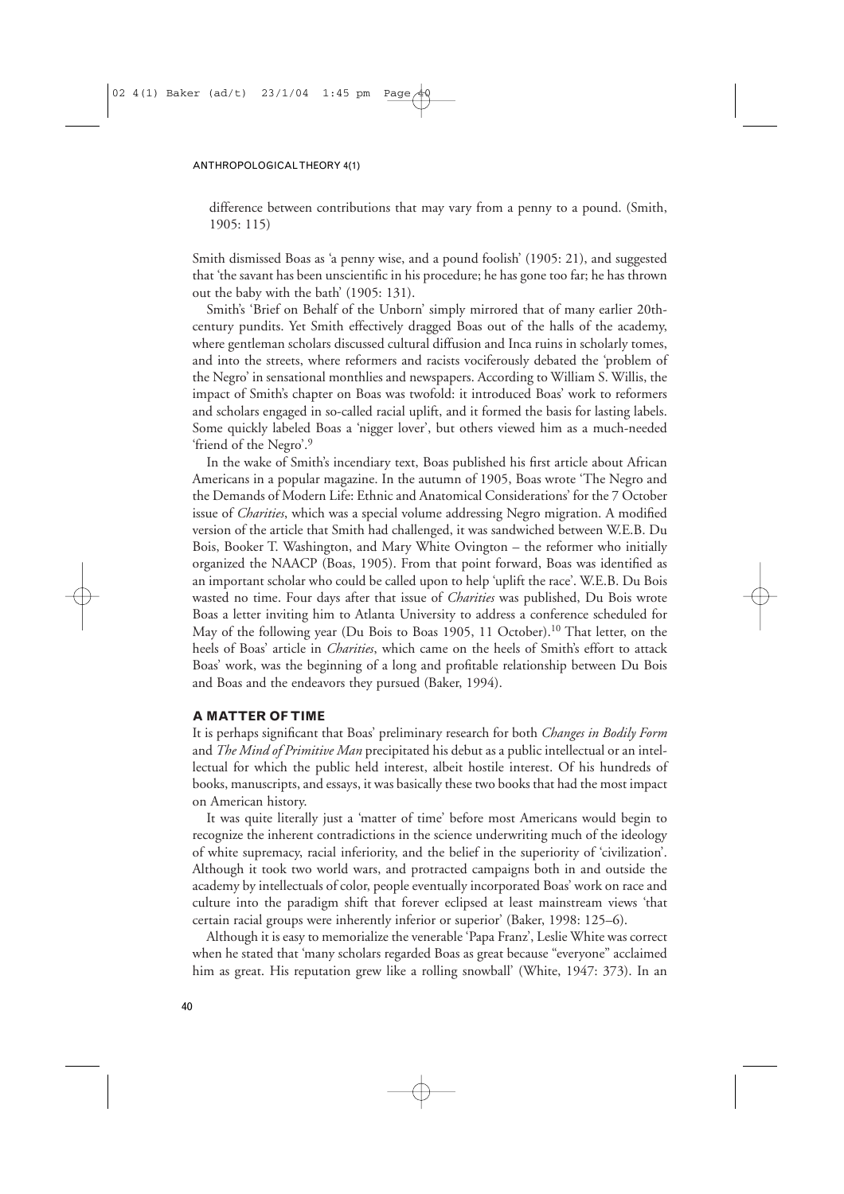difference between contributions that may vary from a penny to a pound. (Smith, 1905: 115)

Smith dismissed Boas as 'a penny wise, and a pound foolish' (1905: 21), and suggested that 'the savant has been unscientific in his procedure; he has gone too far; he has thrown out the baby with the bath' (1905: 131).

Smith's 'Brief on Behalf of the Unborn' simply mirrored that of many earlier 20th-century pundits. Yet Smith effectively dragged Boas out of the halls of the academy, where gentleman scholars discussed cultural diffusion and Inca ruins in scholarly tomes, and into the streets, where reformers and racists vociferously debated the 'problem of the Negro' in sensational monthlies and newspapers. According to William S. Willis, the impact of Smith's chapter on Boas was twofold: it introduced Boas' work to reformers and scholars engaged in so-called racial uplift, and it formed the basis for lasting labels. Some quickly labeled Boas a 'nigger lover', but others viewed him as a much-needed 'friend of the Negro'.[9]

In the wake of Smith's incendiary text, Boas published his first article about African Americans in a popular magazine. In the autumn of 1905, Boas wrote 'The Negro and the Demands of Modern Life: Ethnic and Anatomical Considerations' for the 7 October issue of *Charities*, which was a special volume addressing Negro migration. A modified version of the article that Smith had challenged, it was sandwiched between W.E.B. Du Bois, Booker T. Washington, and Mary White Ovington – the reformer who initially organized the NAACP (Boas, 1905). From that point forward, Boas was identified as an important scholar who could be called upon to help 'uplift the race'. W.E.B. Du Bois wasted no time. Four days after that issue of *Charities* was published, Du Bois wrote Boas a letter inviting him to Atlanta University to address a conference scheduled for May of the following year (Du Bois to Boas 1905, 11 October).[10] That letter, on the heels of Boas' article in *Charities*, which came on the heels of Smith's effort to attack Boas' work, was the beginning of a long and profitable relationship between Du Bois and Boas and the endeavors they pursued (Baker, 1994).

## A MATTER OF TIME

It is perhaps significant that Boas' preliminary research for both *Changes in Bodily Form* and *The Mind of Primitive Man* precipitated his debut as a public intellectual or an intellectual for which the public held interest, albeit hostile interest. Of his hundreds of books, manuscripts, and essays, it was basically these two books that had the most impact on American history.

It was quite literally just a 'matter of time' before most Americans would begin to recognize the inherent contradictions in the science underwriting much of the ideology of white supremacy, racial inferiority, and the belief in the superiority of 'civilization'. Although it took two world wars, and protracted campaigns both in and outside the academy by intellectuals of color, people eventually incorporated Boas' work on race and culture into the paradigm shift that forever eclipsed at least mainstream views 'that certain racial groups were inherently inferior or superior' (Baker, 1998: 125–6).

Although it is easy to memorialize the venerable 'Papa Franz', Leslie White was correct when he stated that 'many scholars regarded Boas as great because "everyone" acclaimed him as great. His reputation grew like a rolling snowball' (White, 1947: 373). In an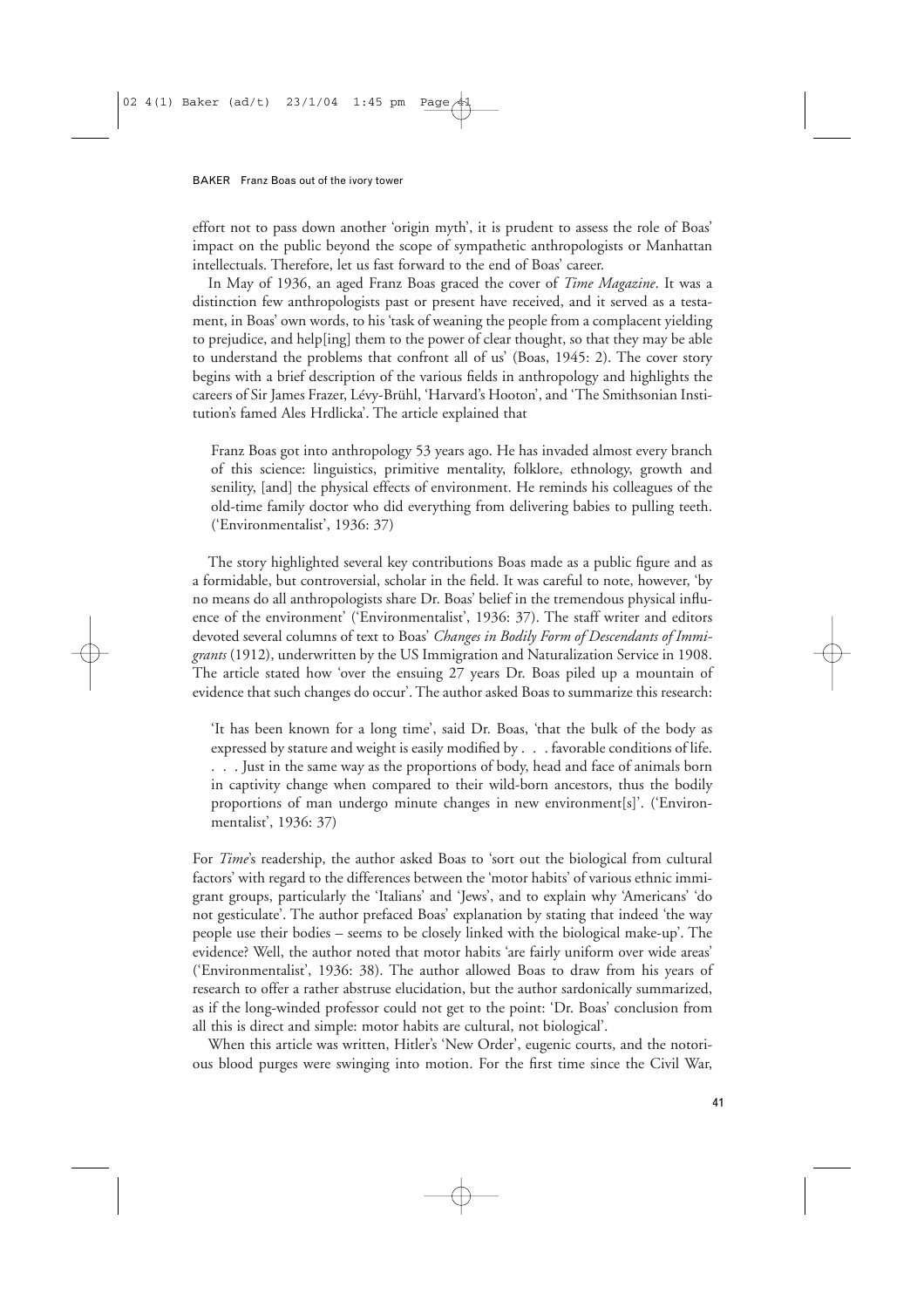effort not to pass down another 'origin myth', it is prudent to assess the role of Boas' impact on the public beyond the scope of sympathetic anthropologists or Manhattan intellectuals. Therefore, let us fast forward to the end of Boas' career.

In May of 1936, an aged Franz Boas graced the cover of *Time Magazine*. It was a distinction few anthropologists past or present have received, and it served as a testament, in Boas' own words, to his 'task of weaning the people from a complacent yielding to prejudice, and help[ing] them to the power of clear thought, so that they may be able to understand the problems that confront all of us' (Boas, 1945: 2). The cover story begins with a brief description of the various fields in anthropology and highlights the careers of Sir James Frazer, Lévy-Brühl, 'Harvard's Hooton', and 'The Smithsonian Institution's famed Ales Hrdlicka'. The article explained that

> Franz Boas got into anthropology 53 years ago. He has invaded almost every branch of this science: linguistics, primitive mentality, folklore, ethnology, growth and senility, [and] the physical effects of environment. He reminds his colleagues of the old-time family doctor who did everything from delivering babies to pulling teeth. ('Environmentalist', 1936: 37)

The story highlighted several key contributions Boas made as a public figure and as a formidable, but controversial, scholar in the field. It was careful to note, however, 'by no means do all anthropologists share Dr. Boas' belief in the tremendous physical influence of the environment' ('Environmentalist', 1936: 37). The staff writer and editors devoted several columns of text to Boas' *Changes in Bodily Form of Descendants of Immigrants* (1912), underwritten by the US Immigration and Naturalization Service in 1908. The article stated how 'over the ensuing 27 years Dr. Boas piled up a mountain of evidence that such changes do occur'. The author asked Boas to summarize this research:

> 'It has been known for a long time', said Dr. Boas, 'that the bulk of the body as expressed by stature and weight is easily modified by . . . favorable conditions of life. . . . Just in the same way as the proportions of body, head and face of animals born in captivity change when compared to their wild-born ancestors, thus the bodily proportions of man undergo minute changes in new environment[s]'. ('Environmentalist', 1936: 37)

For *Time*'s readership, the author asked Boas to 'sort out the biological from cultural factors' with regard to the differences between the 'motor habits' of various ethnic immigrant groups, particularly the 'Italians' and 'Jews', and to explain why 'Americans' 'do not gesticulate'. The author prefaced Boas' explanation by stating that indeed 'the way people use their bodies – seems to be closely linked with the biological make-up'. The evidence? Well, the author noted that motor habits 'are fairly uniform over wide areas' ('Environmentalist', 1936: 38). The author allowed Boas to draw from his years of research to offer a rather abstruse elucidation, but the author sardonically summarized, as if the long-winded professor could not get to the point: 'Dr. Boas' conclusion from all this is direct and simple: motor habits are cultural, not biological'.

When this article was written, Hitler's 'New Order', eugenic courts, and the notorious blood purges were swinging into motion. For the first time since the Civil War,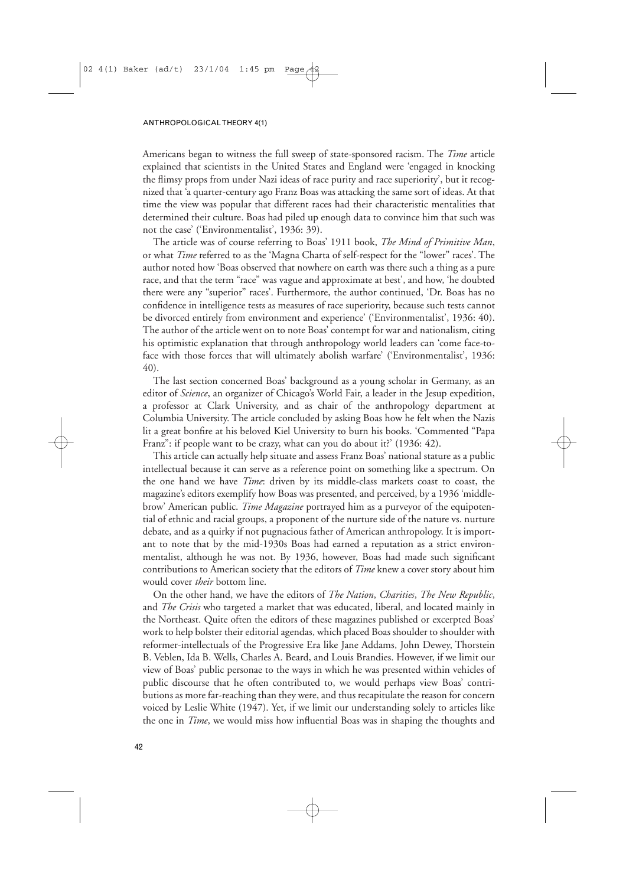Americans began to witness the full sweep of state-sponsored racism. The *Time* article explained that scientists in the United States and England were 'engaged in knocking the flimsy props from under Nazi ideas of race purity and race superiority', but it recognized that 'a quarter-century ago Franz Boas was attacking the same sort of ideas. At that time the view was popular that different races had their characteristic mentalities that determined their culture. Boas had piled up enough data to convince him that such was not the case' ('Environmentalist', 1936: 39).

The article was of course referring to Boas' 1911 book, *The Mind of Primitive Man*, or what *Time* referred to as the 'Magna Charta of self-respect for the "lower" races'. The author noted how 'Boas observed that nowhere on earth was there such a thing as a pure race, and that the term "race" was vague and approximate at best', and how, 'he doubted there were any "superior" races'. Furthermore, the author continued, 'Dr. Boas has no confidence in intelligence tests as measures of race superiority, because such tests cannot be divorced entirely from environment and experience' ('Environmentalist', 1936: 40). The author of the article went on to note Boas' contempt for war and nationalism, citing his optimistic explanation that through anthropology world leaders can 'come face-to-face with those forces that will ultimately abolish warfare' ('Environmentalist', 1936: 40).

The last section concerned Boas' background as a young scholar in Germany, as an editor of *Science*, an organizer of Chicago's World Fair, a leader in the Jesup expedition, a professor at Clark University, and as chair of the anthropology department at Columbia University. The article concluded by asking Boas how he felt when the Nazis lit a great bonfire at his beloved Kiel University to burn his books. 'Commented "Papa Franz": if people want to be crazy, what can you do about it?' (1936: 42).

This article can actually help situate and assess Franz Boas' national stature as a public intellectual because it can serve as a reference point on something like a spectrum. On the one hand we have *Time*: driven by its middle-class markets coast to coast, the magazine's editors exemplify how Boas was presented, and perceived, by a 1936 'middle-brow' American public. *Time Magazine* portrayed him as a purveyor of the equipotential of ethnic and racial groups, a proponent of the nurture side of the nature vs. nurture debate, and as a quirky if not pugnacious father of American anthropology. It is important to note that by the mid-1930s Boas had earned a reputation as a strict environmentalist, although he was not. By 1936, however, Boas had made such significant contributions to American society that the editors of *Time* knew a cover story about him would cover *their* bottom line.

On the other hand, we have the editors of *The Nation*, *Charities*, *The New Republic*, and *The Crisis* who targeted a market that was educated, liberal, and located mainly in the Northeast. Quite often the editors of these magazines published or excerpted Boas' work to help bolster their editorial agendas, which placed Boas shoulder to shoulder with reformer-intellectuals of the Progressive Era like Jane Addams, John Dewey, Thorstein B. Veblen, Ida B. Wells, Charles A. Beard, and Louis Brandies. However, if we limit our view of Boas' public personae to the ways in which he was presented within vehicles of public discourse that he often contributed to, we would perhaps view Boas' contributions as more far-reaching than they were, and thus recapitulate the reason for concern voiced by Leslie White (1947). Yet, if we limit our understanding solely to articles like the one in *Time*, we would miss how influential Boas was in shaping the thoughts and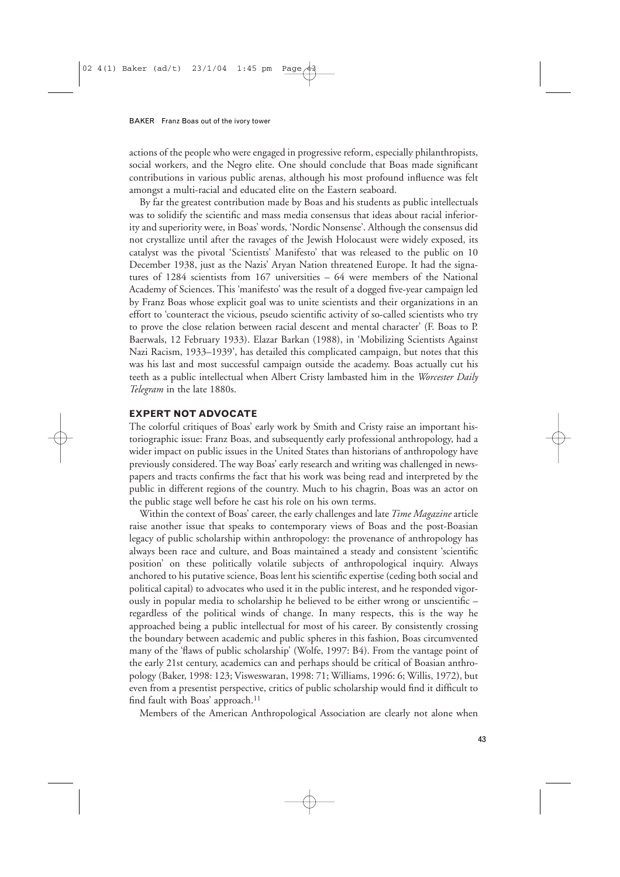actions of the people who were engaged in progressive reform, especially philanthropists, social workers, and the Negro elite. One should conclude that Boas made significant contributions in various public arenas, although his most profound influence was felt amongst a multi-racial and educated elite on the Eastern seaboard.

By far the greatest contribution made by Boas and his students as public intellectuals was to solidify the scientific and mass media consensus that ideas about racial inferiority and superiority were, in Boas' words, 'Nordic Nonsense'. Although the consensus did not crystallize until after the ravages of the Jewish Holocaust were widely exposed, its catalyst was the pivotal 'Scientists' Manifesto' that was released to the public on 10 December 1938, just as the Nazis' Aryan Nation threatened Europe. It had the signatures of 1284 scientists from 167 universities – 64 were members of the National Academy of Sciences. This 'manifesto' was the result of a dogged five-year campaign led by Franz Boas whose explicit goal was to unite scientists and their organizations in an effort to 'counteract the vicious, pseudo scientific activity of so-called scientists who try to prove the close relation between racial descent and mental character' (F. Boas to P. Baerwals, 12 February 1933). Elazar Barkan (1988), in 'Mobilizing Scientists Against Nazi Racism, 1933–1939', has detailed this complicated campaign, but notes that this was his last and most successful campaign outside the academy. Boas actually cut his teeth as a public intellectual when Albert Cristy lambasted him in the *Worcester Daily Telegram* in the late 1880s.

## EXPERT NOT ADVOCATE

The colorful critiques of Boas' early work by Smith and Cristy raise an important historiographic issue: Franz Boas, and subsequently early professional anthropology, had a wider impact on public issues in the United States than historians of anthropology have previously considered. The way Boas' early research and writing was challenged in newspapers and tracts confirms the fact that his work was being read and interpreted by the public in different regions of the country. Much to his chagrin, Boas was an actor on the public stage well before he cast his role on his own terms.

Within the context of Boas' career, the early challenges and late *Time Magazine* article raise another issue that speaks to contemporary views of Boas and the post-Boasian legacy of public scholarship within anthropology: the provenance of anthropology has always been race and culture, and Boas maintained a steady and consistent 'scientific position' on these politically volatile subjects of anthropological inquiry. Always anchored to his putative science, Boas lent his scientific expertise (ceding both social and political capital) to advocates who used it in the public interest, and he responded vigorously in popular media to scholarship he believed to be either wrong or unscientific – regardless of the political winds of change. In many respects, this is the way he approached being a public intellectual for most of his career. By consistently crossing the boundary between academic and public spheres in this fashion, Boas circumvented many of the 'flaws of public scholarship' (Wolfe, 1997: B4). From the vantage point of the early 21st century, academics can and perhaps should be critical of Boasian anthropology (Baker, 1998: 123; Visweswaran, 1998: 71; Williams, 1996: 6; Willis, 1972), but even from a presentist perspective, critics of public scholarship would find it difficult to find fault with Boas' approach.[11]

Members of the American Anthropological Association are clearly not alone when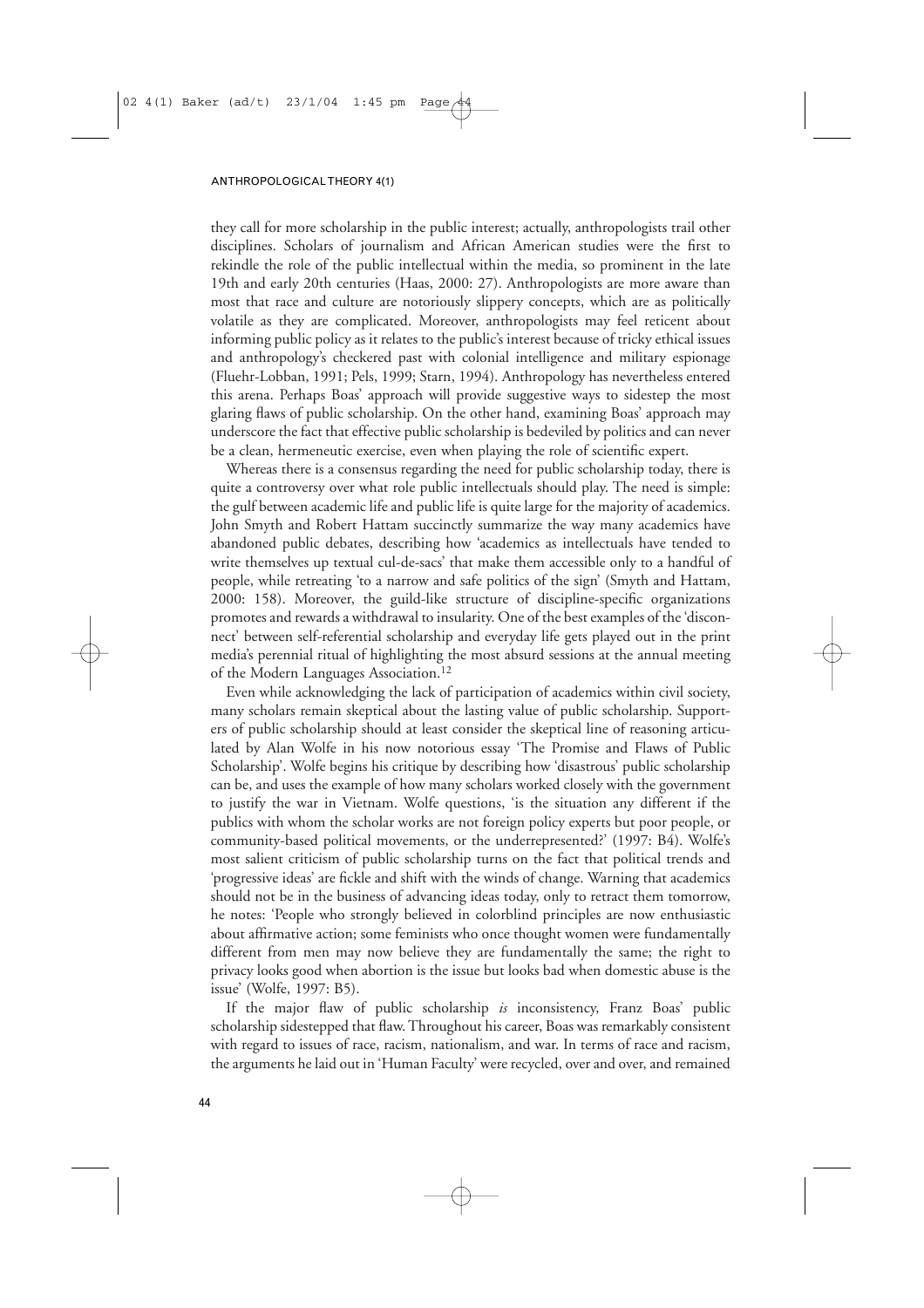they call for more scholarship in the public interest; actually, anthropologists trail other disciplines. Scholars of journalism and African American studies were the first to rekindle the role of the public intellectual within the media, so prominent in the late 19th and early 20th centuries (Haas, 2000: 27). Anthropologists are more aware than most that race and culture are notoriously slippery concepts, which are as politically volatile as they are complicated. Moreover, anthropologists may feel reticent about informing public policy as it relates to the public's interest because of tricky ethical issues and anthropology's checkered past with colonial intelligence and military espionage (Fluehr-Lobban, 1991; Pels, 1999; Starn, 1994). Anthropology has nevertheless entered this arena. Perhaps Boas' approach will provide suggestive ways to sidestep the most glaring flaws of public scholarship. On the other hand, examining Boas' approach may underscore the fact that effective public scholarship is bedeviled by politics and can never be a clean, hermeneutic exercise, even when playing the role of scientific expert.

Whereas there is a consensus regarding the need for public scholarship today, there is quite a controversy over what role public intellectuals should play. The need is simple: the gulf between academic life and public life is quite large for the majority of academics. John Smyth and Robert Hattam succinctly summarize the way many academics have abandoned public debates, describing how 'academics as intellectuals have tended to write themselves up textual cul-de-sacs' that make them accessible only to a handful of people, while retreating 'to a narrow and safe politics of the sign' (Smyth and Hattam, 2000: 158). Moreover, the guild-like structure of discipline-specific organizations promotes and rewards a withdrawal to insularity. One of the best examples of the 'disconnect' between self-referential scholarship and everyday life gets played out in the print media's perennial ritual of highlighting the most absurd sessions at the annual meeting of the Modern Languages Association.[12]

Even while acknowledging the lack of participation of academics within civil society, many scholars remain skeptical about the lasting value of public scholarship. Supporters of public scholarship should at least consider the skeptical line of reasoning articulated by Alan Wolfe in his now notorious essay 'The Promise and Flaws of Public Scholarship'. Wolfe begins his critique by describing how 'disastrous' public scholarship can be, and uses the example of how many scholars worked closely with the government to justify the war in Vietnam. Wolfe questions, 'is the situation any different if the publics with whom the scholar works are not foreign policy experts but poor people, or community-based political movements, or the underrepresented?' (1997: B4). Wolfe's most salient criticism of public scholarship turns on the fact that political trends and 'progressive ideas' are fickle and shift with the winds of change. Warning that academics should not be in the business of advancing ideas today, only to retract them tomorrow, he notes: 'People who strongly believed in colorblind principles are now enthusiastic about affirmative action; some feminists who once thought women were fundamentally different from men may now believe they are fundamentally the same; the right to privacy looks good when abortion is the issue but looks bad when domestic abuse is the issue' (Wolfe, 1997: B5).

If the major flaw of public scholarship *is* inconsistency, Franz Boas' public scholarship sidestepped that flaw. Throughout his career, Boas was remarkably consistent with regard to issues of race, racism, nationalism, and war. In terms of race and racism, the arguments he laid out in 'Human Faculty' were recycled, over and over, and remained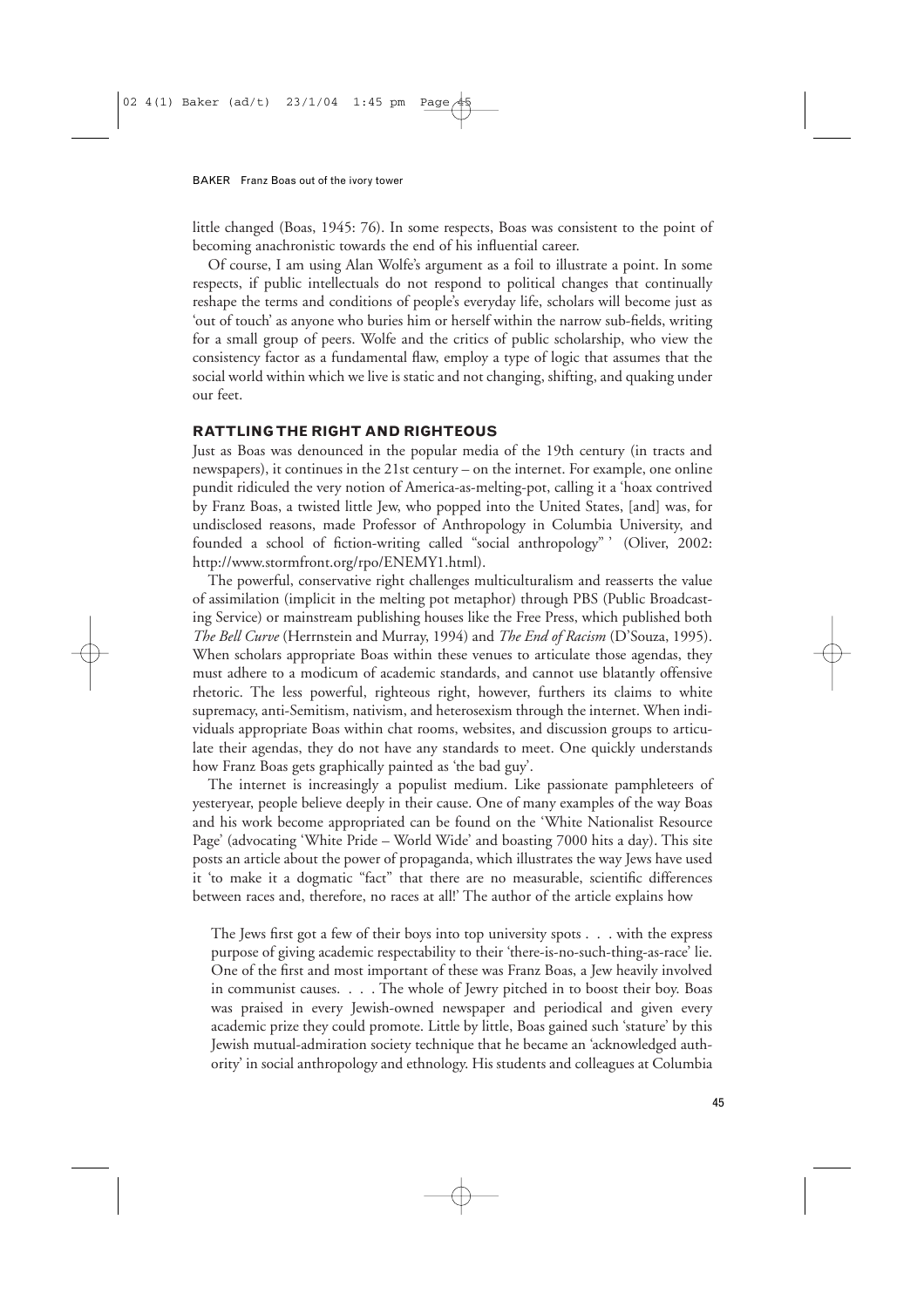little changed (Boas, 1945: 76). In some respects, Boas was consistent to the point of becoming anachronistic towards the end of his influential career.

Of course, I am using Alan Wolfe's argument as a foil to illustrate a point. In some respects, if public intellectuals do not respond to political changes that continually reshape the terms and conditions of people's everyday life, scholars will become just as 'out of touch' as anyone who buries him or herself within the narrow sub-fields, writing for a small group of peers. Wolfe and the critics of public scholarship, who view the consistency factor as a fundamental flaw, employ a type of logic that assumes that the social world within which we live is static and not changing, shifting, and quaking under our feet.

## RATTLING THE RIGHT AND RIGHTEOUS

Just as Boas was denounced in the popular media of the 19th century (in tracts and newspapers), it continues in the 21st century – on the internet. For example, one online pundit ridiculed the very notion of America-as-melting-pot, calling it a 'hoax contrived by Franz Boas, a twisted little Jew, who popped into the United States, [and] was, for undisclosed reasons, made Professor of Anthropology in Columbia University, and founded a school of fiction-writing called "social anthropology" ' (Oliver, 2002: http://www.stormfront.org/rpo/ENEMY1.html).

The powerful, conservative right challenges multiculturalism and reasserts the value of assimilation (implicit in the melting pot metaphor) through PBS (Public Broadcasting Service) or mainstream publishing houses like the Free Press, which published both *The Bell Curve* (Herrnstein and Murray, 1994) and *The End of Racism* (D'Souza, 1995). When scholars appropriate Boas within these venues to articulate those agendas, they must adhere to a modicum of academic standards, and cannot use blatantly offensive rhetoric. The less powerful, righteous right, however, furthers its claims to white supremacy, anti-Semitism, nativism, and heterosexism through the internet. When individuals appropriate Boas within chat rooms, websites, and discussion groups to articulate their agendas, they do not have any standards to meet. One quickly understands how Franz Boas gets graphically painted as 'the bad guy'.

The internet is increasingly a populist medium. Like passionate pamphleteers of yesteryear, people believe deeply in their cause. One of many examples of the way Boas and his work become appropriated can be found on the 'White Nationalist Resource Page' (advocating 'White Pride – World Wide' and boasting 7000 hits a day). This site posts an article about the power of propaganda, which illustrates the way Jews have used it 'to make it a dogmatic "fact" that there are no measurable, scientific differences between races and, therefore, no races at all!' The author of the article explains how

> The Jews first got a few of their boys into top university spots . . . with the express purpose of giving academic respectability to their 'there-is-no-such-thing-as-race' lie. One of the first and most important of these was Franz Boas, a Jew heavily involved in communist causes. . . . The whole of Jewry pitched in to boost their boy. Boas was praised in every Jewish-owned newspaper and periodical and given every academic prize they could promote. Little by little, Boas gained such 'stature' by this Jewish mutual-admiration society technique that he became an 'acknowledged authority' in social anthropology and ethnology. His students and colleagues at Columbia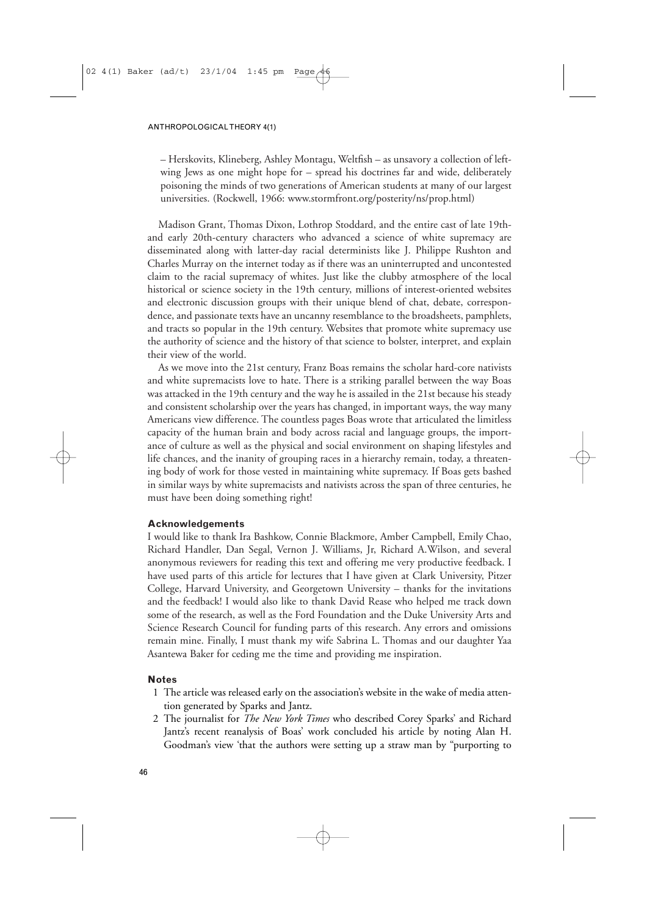– Herskovits, Klineberg, Ashley Montagu, Weltfish – as unsavory a collection of left-wing Jews as one might hope for – spread his doctrines far and wide, deliberately poisoning the minds of two generations of American students at many of our largest universities. (Rockwell, 1966: www.stormfront.org/posterity/ns/prop.html)

Madison Grant, Thomas Dixon, Lothrop Stoddard, and the entire cast of late 19th- and early 20th-century characters who advanced a science of white supremacy are disseminated along with latter-day racial determinists like J. Philippe Rushton and Charles Murray on the internet today as if there was an uninterrupted and uncontested claim to the racial supremacy of whites. Just like the clubby atmosphere of the local historical or science society in the 19th century, millions of interest-oriented websites and electronic discussion groups with their unique blend of chat, debate, correspondence, and passionate texts have an uncanny resemblance to the broadsheets, pamphlets, and tracts so popular in the 19th century. Websites that promote white supremacy use the authority of science and the history of that science to bolster, interpret, and explain their view of the world.

As we move into the 21st century, Franz Boas remains the scholar hard-core nativists and white supremacists love to hate. There is a striking parallel between the way Boas was attacked in the 19th century and the way he is assailed in the 21st because his steady and consistent scholarship over the years has changed, in important ways, the way many Americans view difference. The countless pages Boas wrote that articulated the limitless capacity of the human brain and body across racial and language groups, the importance of culture as well as the physical and social environment on shaping lifestyles and life chances, and the inanity of grouping races in a hierarchy remain, today, a threatening body of work for those vested in maintaining white supremacy. If Boas gets bashed in similar ways by white supremacists and nativists across the span of three centuries, he must have been doing something right!

## Acknowledgements

I would like to thank Ira Bashkow, Connie Blackmore, Amber Campbell, Emily Chao, Richard Handler, Dan Segal, Vernon J. Williams, Jr, Richard A. Wilson, and several anonymous reviewers for reading this text and offering me very productive feedback. I have used parts of this article for lectures that I have given at Clark University, Pitzer College, Harvard University, and Georgetown University – thanks for the invitations and the feedback! I would also like to thank David Rease who helped me track down some of the research, as well as the Ford Foundation and the Duke University Arts and Science Research Council for funding parts of this research. Any errors and omissions remain mine. Finally, I must thank my wife Sabrina L. Thomas and our daughter Yaa Asantewa Baker for ceding me the time and providing me inspiration.

## Notes

1. The article was released early on the association's website in the wake of media attention generated by Sparks and Jantz.
2. The journalist for *The New York Times* who described Corey Sparks' and Richard Jantz's recent reanalysis of Boas' work concluded his article by noting Alan H. Goodman's view 'that the authors were setting up a straw man by "purporting to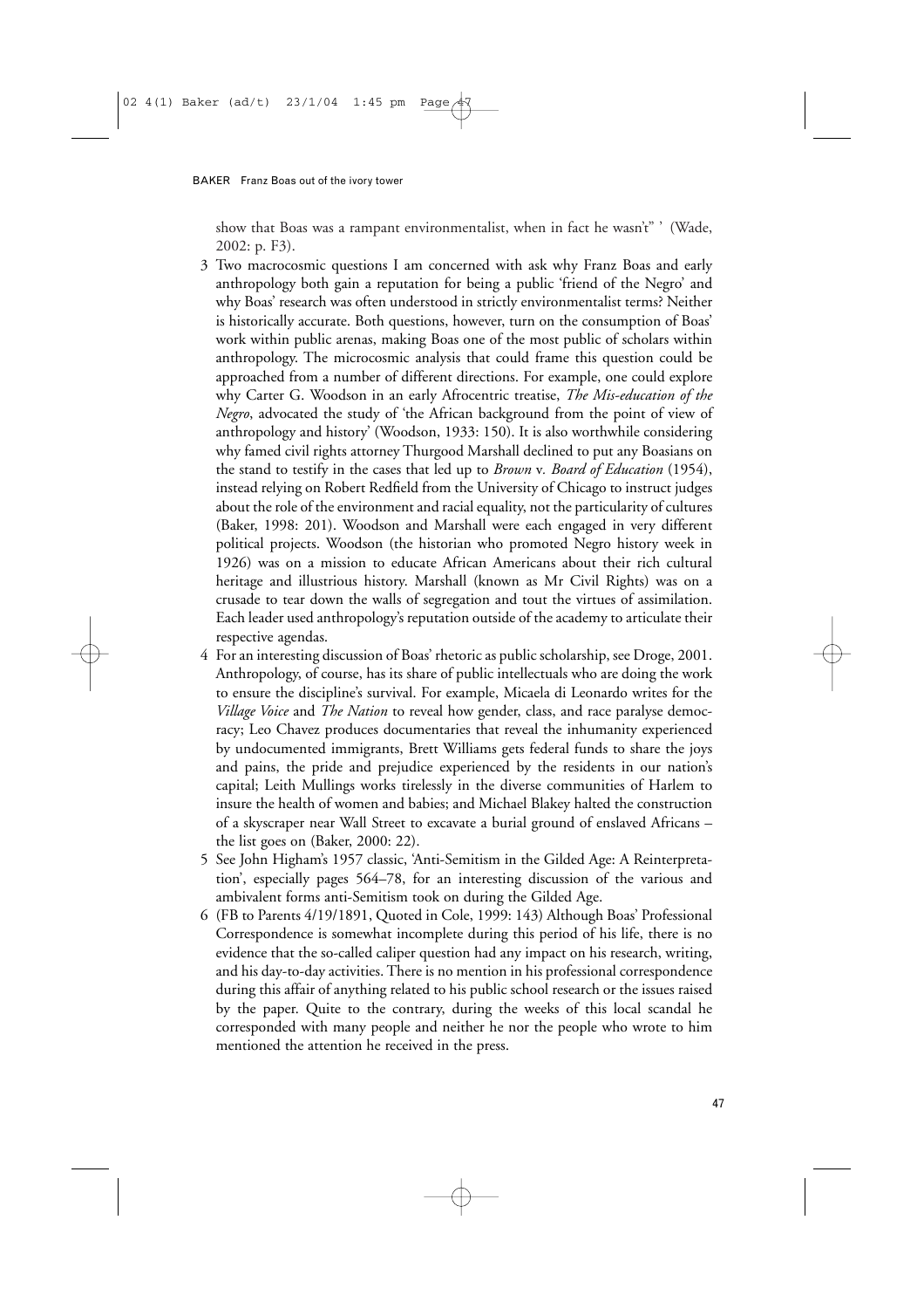show that Boas was a rampant environmentalist, when in fact he wasn't" ' (Wade, 2002: p. F3).

3 Two macrocosmic questions I am concerned with ask why Franz Boas and early anthropology both gain a reputation for being a public 'friend of the Negro' and why Boas' research was often understood in strictly environmentalist terms? Neither is historically accurate. Both questions, however, turn on the consumption of Boas' work within public arenas, making Boas one of the most public of scholars within anthropology. The microcosmic analysis that could frame this question could be approached from a number of different directions. For example, one could explore why Carter G. Woodson in an early Afrocentric treatise, *The Mis-education of the Negro*, advocated the study of 'the African background from the point of view of anthropology and history' (Woodson, 1933: 150). It is also worthwhile considering why famed civil rights attorney Thurgood Marshall declined to put any Boasians on the stand to testify in the cases that led up to *Brown* v. *Board of Education* (1954), instead relying on Robert Redfield from the University of Chicago to instruct judges about the role of the environment and racial equality, not the particularity of cultures (Baker, 1998: 201). Woodson and Marshall were each engaged in very different political projects. Woodson (the historian who promoted Negro history week in 1926) was on a mission to educate African Americans about their rich cultural heritage and illustrious history. Marshall (known as Mr Civil Rights) was on a crusade to tear down the walls of segregation and tout the virtues of assimilation. Each leader used anthropology's reputation outside of the academy to articulate their respective agendas.

4 For an interesting discussion of Boas' rhetoric as public scholarship, see Droge, 2001. Anthropology, of course, has its share of public intellectuals who are doing the work to ensure the discipline's survival. For example, Micaela di Leonardo writes for the *Village Voice* and *The Nation* to reveal how gender, class, and race paralyse democracy; Leo Chavez produces documentaries that reveal the inhumanity experienced by undocumented immigrants, Brett Williams gets federal funds to share the joys and pains, the pride and prejudice experienced by the residents in our nation's capital; Leith Mullings works tirelessly in the diverse communities of Harlem to insure the health of women and babies; and Michael Blakey halted the construction of a skyscraper near Wall Street to excavate a burial ground of enslaved Africans – the list goes on (Baker, 2000: 22).

5 See John Higham's 1957 classic, 'Anti-Semitism in the Gilded Age: A Reinterpretation', especially pages 564–78, for an interesting discussion of the various and ambivalent forms anti-Semitism took on during the Gilded Age.

6 (FB to Parents 4/19/1891, Quoted in Cole, 1999: 143) Although Boas' Professional Correspondence is somewhat incomplete during this period of his life, there is no evidence that the so-called caliper question had any impact on his research, writing, and his day-to-day activities. There is no mention in his professional correspondence during this affair of anything related to his public school research or the issues raised by the paper. Quite to the contrary, during the weeks of this local scandal he corresponded with many people and neither he nor the people who wrote to him mentioned the attention he received in the press.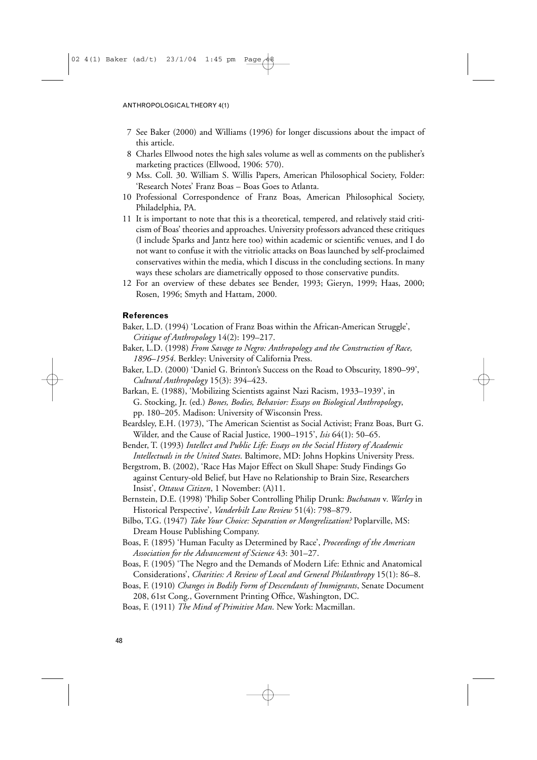7 See Baker (2000) and Williams (1996) for longer discussions about the impact of this article.

8 Charles Ellwood notes the high sales volume as well as comments on the publisher's marketing practices (Ellwood, 1906: 570).

9 Mss. Coll. 30. William S. Willis Papers, American Philosophical Society, Folder: 'Research Notes' Franz Boas – Boas Goes to Atlanta.

10 Professional Correspondence of Franz Boas, American Philosophical Society, Philadelphia, PA.

11 It is important to note that this is a theoretical, tempered, and relatively staid criticism of Boas' theories and approaches. University professors advanced these critiques (I include Sparks and Jantz here too) within academic or scientific venues, and I do not want to confuse it with the vitriolic attacks on Boas launched by self-proclaimed conservatives within the media, which I discuss in the concluding sections. In many ways these scholars are diametrically opposed to those conservative pundits.

12 For an overview of these debates see Bender, 1993; Gieryn, 1999; Haas, 2000; Rosen, 1996; Smyth and Hattam, 2000.

## References

Baker, L.D. (1994) 'Location of Franz Boas within the African-American Struggle', *Critique of Anthropology* 14(2): 199–217.

Baker, L.D. (1998) *From Savage to Negro: Anthropology and the Construction of Race, 1896–1954*. Berkley: University of California Press.

Baker, L.D. (2000) 'Daniel G. Brinton's Success on the Road to Obscurity, 1890–99', *Cultural Anthropology* 15(3): 394–423.

Barkan, E. (1988), 'Mobilizing Scientists against Nazi Racism, 1933–1939', in G. Stocking, Jr. (ed.) *Bones, Bodies, Behavior: Essays on Biological Anthropology*, pp. 180–205. Madison: University of Wisconsin Press.

Beardsley, E.H. (1973), 'The American Scientist as Social Activist; Franz Boas, Burt G. Wilder, and the Cause of Racial Justice, 1900–1915', *Isis* 64(1): 50–65.

Bender, T. (1993) *Intellect and Public Life: Essays on the Social History of Academic Intellectuals in the United States*. Baltimore, MD: Johns Hopkins University Press.

Bergstrom, B. (2002), 'Race Has Major Effect on Skull Shape: Study Findings Go against Century-old Belief, but Have no Relationship to Brain Size, Researchers Insist', *Ottawa Citizen*, 1 November: (A)11.

Bernstein, D.E. (1998) 'Philip Sober Controlling Philip Drunk: *Buchanan* v. *Warley* in Historical Perspective', *Vanderbilt Law Review* 51(4): 798–879.

Bilbo, T.G. (1947) *Take Your Choice: Separation or Mongrelization?* Poplarville, MS: Dream House Publishing Company.

Boas, F. (1895) 'Human Faculty as Determined by Race', *Proceedings of the American Association for the Advancement of Science* 43: 301–27.

Boas, F. (1905) 'The Negro and the Demands of Modern Life: Ethnic and Anatomical Considerations', *Charities: A Review of Local and General Philanthropy* 15(1): 86–8.

Boas, F. (1910) *Changes in Bodily Form of Descendants of Immigrants*, Senate Document 208, 61st Cong., Government Printing Office, Washington, DC.

Boas, F. (1911) *The Mind of Primitive Man*. New York: Macmillan.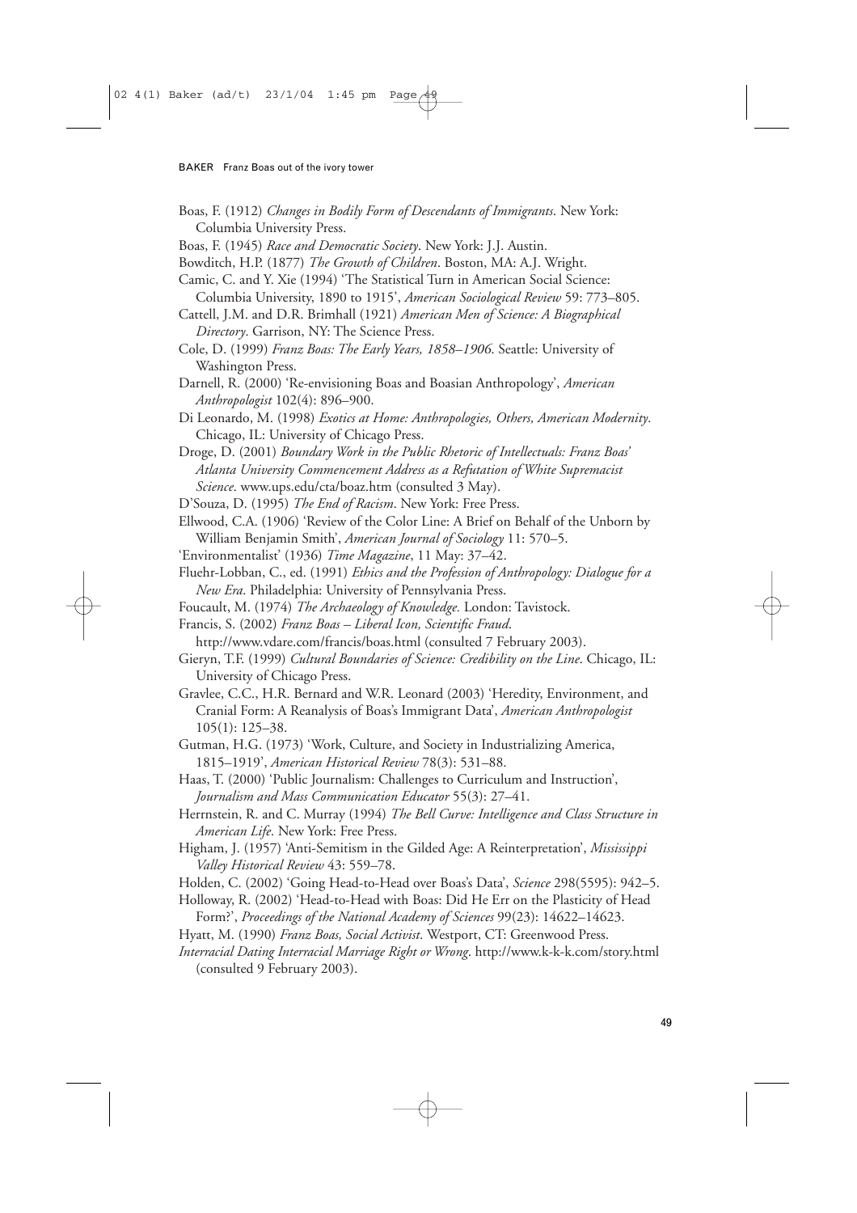Boas, F. (1912) *Changes in Bodily Form of Descendants of Immigrants*. New York: Columbia University Press.

Boas, F. (1945) *Race and Democratic Society*. New York: J.J. Austin.

Bowditch, H.P. (1877) *The Growth of Children*. Boston, MA: A.J. Wright.

Camic, C. and Y. Xie (1994) 'The Statistical Turn in American Social Science: Columbia University, 1890 to 1915', *American Sociological Review* 59: 773–805.

Cattell, J.M. and D.R. Brimhall (1921) *American Men of Science: A Biographical Directory*. Garrison, NY: The Science Press.

Cole, D. (1999) *Franz Boas: The Early Years, 1858–1906*. Seattle: University of Washington Press.

Darnell, R. (2000) 'Re-envisioning Boas and Boasian Anthropology', *American Anthropologist* 102(4): 896–900.

Di Leonardo, M. (1998) *Exotics at Home: Anthropologies, Others, American Modernity*. Chicago, IL: University of Chicago Press.

Droge, D. (2001) *Boundary Work in the Public Rhetoric of Intellectuals: Franz Boas' Atlanta University Commencement Address as a Refutation of White Supremacist Science*. www.ups.edu/cta/boaz.htm (consulted 3 May).

D'Souza, D. (1995) *The End of Racism*. New York: Free Press.

Ellwood, C.A. (1906) 'Review of the Color Line: A Brief on Behalf of the Unborn by William Benjamin Smith', *American Journal of Sociology* 11: 570–5.

'Environmentalist' (1936) *Time Magazine*, 11 May: 37–42.

Fluehr-Lobban, C., ed. (1991) *Ethics and the Profession of Anthropology: Dialogue for a New Era*. Philadelphia: University of Pennsylvania Press.

Foucault, M. (1974) *The Archaeology of Knowledge.* London: Tavistock.

Francis, S. (2002) *Franz Boas – Liberal Icon, Scientific Fraud*. http://www.vdare.com/francis/boas.html (consulted 7 February 2003).

Gieryn, T.F. (1999) *Cultural Boundaries of Science: Credibility on the Line*. Chicago, IL: University of Chicago Press.

Gravlee, C.C., H.R. Bernard and W.R. Leonard (2003) 'Heredity, Environment, and Cranial Form: A Reanalysis of Boas's Immigrant Data', *American Anthropologist* 105(1): 125–38.

Gutman, H.G. (1973) 'Work, Culture, and Society in Industrializing America, 1815–1919', *American Historical Review* 78(3): 531–88.

Haas, T. (2000) 'Public Journalism: Challenges to Curriculum and Instruction', *Journalism and Mass Communication Educator* 55(3): 27–41.

Herrnstein, R. and C. Murray (1994) *The Bell Curve: Intelligence and Class Structure in American Life*. New York: Free Press.

Higham, J. (1957) 'Anti-Semitism in the Gilded Age: A Reinterpretation', *Mississippi Valley Historical Review* 43: 559–78.

Holden, C. (2002) 'Going Head-to-Head over Boas's Data', *Science* 298(5595): 942–5.

Holloway, R. (2002) 'Head-to-Head with Boas: Did He Err on the Plasticity of Head Form?', *Proceedings of the National Academy of Sciences* 99(23): 14622–14623.

Hyatt, M. (1990) *Franz Boas, Social Activist*. Westport, CT: Greenwood Press.

*Interracial Dating Interracial Marriage Right or Wrong*. http://www.k-k-k.com/story.html (consulted 9 February 2003).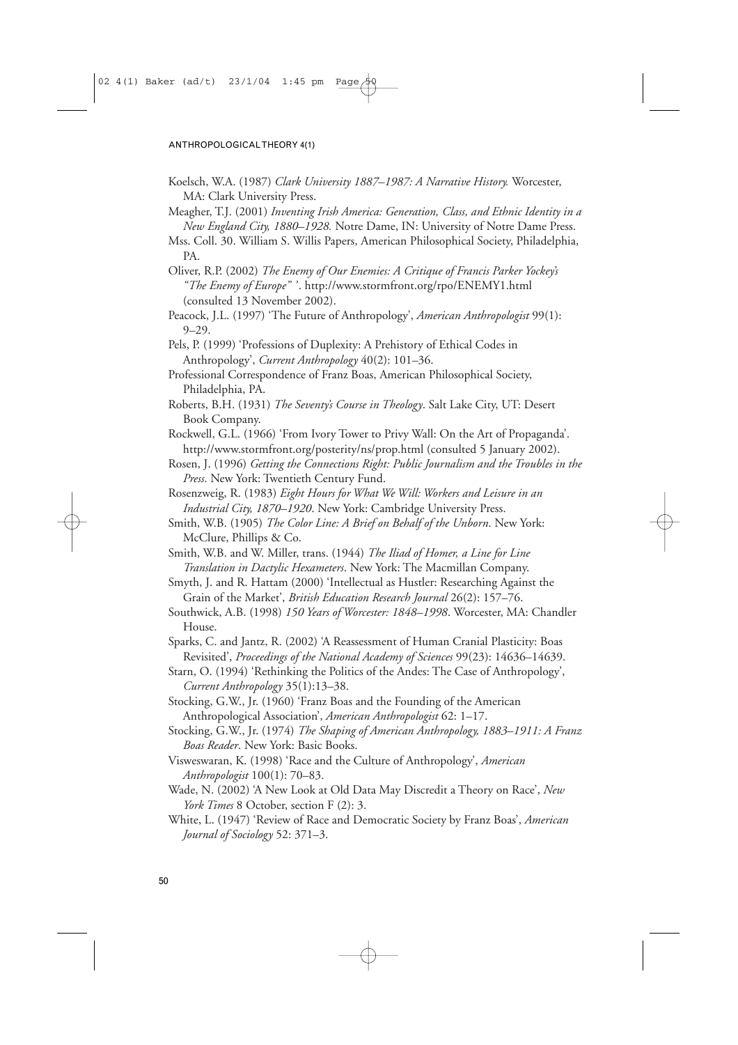Koelsch, W.A. (1987) *Clark University 1887–1987: A Narrative History.* Worcester, MA: Clark University Press.

Meagher, T.J. (2001) *Inventing Irish America: Generation, Class, and Ethnic Identity in a New England City, 1880–1928.* Notre Dame, IN: University of Notre Dame Press.

Mss. Coll. 30. William S. Willis Papers, American Philosophical Society, Philadelphia, PA.

Oliver, R.P. (2002) *The Enemy of Our Enemies: A Critique of Francis Parker Yockey's "The Enemy of Europe" '*. http://www.stormfront.org/rpo/ENEMY1.html (consulted 13 November 2002).

Peacock, J.L. (1997) 'The Future of Anthropology', *American Anthropologist* 99(1): 9–29.

Pels, P. (1999) 'Professions of Duplexity: A Prehistory of Ethical Codes in Anthropology', *Current Anthropology* 40(2): 101–36.

Professional Correspondence of Franz Boas, American Philosophical Society, Philadelphia, PA.

Roberts, B.H. (1931) *The Seventy's Course in Theology*. Salt Lake City, UT: Desert Book Company.

Rockwell, G.L. (1966) 'From Ivory Tower to Privy Wall: On the Art of Propaganda'. http://www.stormfront.org/posterity/ns/prop.html (consulted 5 January 2002).

Rosen, J. (1996) *Getting the Connections Right: Public Journalism and the Troubles in the Press*. New York: Twentieth Century Fund.

Rosenzweig, R. (1983) *Eight Hours for What We Will: Workers and Leisure in an Industrial City, 1870–1920*. New York: Cambridge University Press.

Smith, W.B. (1905) *The Color Line: A Brief on Behalf of the Unborn*. New York: McClure, Phillips & Co.

Smith, W.B. and W. Miller, trans. (1944) *The Iliad of Homer, a Line for Line Translation in Dactylic Hexameters*. New York: The Macmillan Company.

Smyth, J. and R. Hattam (2000) 'Intellectual as Hustler: Researching Against the Grain of the Market', *British Education Research Journal* 26(2): 157–76.

Southwick, A.B. (1998) *150 Years of Worcester: 1848–1998*. Worcester, MA: Chandler House.

Sparks, C. and Jantz, R. (2002) 'A Reassessment of Human Cranial Plasticity: Boas Revisited', *Proceedings of the National Academy of Sciences* 99(23): 14636–14639.

Starn, O. (1994) 'Rethinking the Politics of the Andes: The Case of Anthropology', *Current Anthropology* 35(1):13–38.

Stocking, G.W., Jr. (1960) 'Franz Boas and the Founding of the American Anthropological Association', *American Anthropologist* 62: 1–17.

Stocking, G.W., Jr. (1974) *The Shaping of American Anthropology, 1883–1911: A Franz Boas Reader*. New York: Basic Books.

Visweswaran, K. (1998) 'Race and the Culture of Anthropology', *American Anthropologist* 100(1): 70–83.

Wade, N. (2002) 'A New Look at Old Data May Discredit a Theory on Race', *New York Times* 8 October, section F (2): 3.

White, L. (1947) 'Review of Race and Democratic Society by Franz Boas', *American Journal of Sociology* 52: 371–3.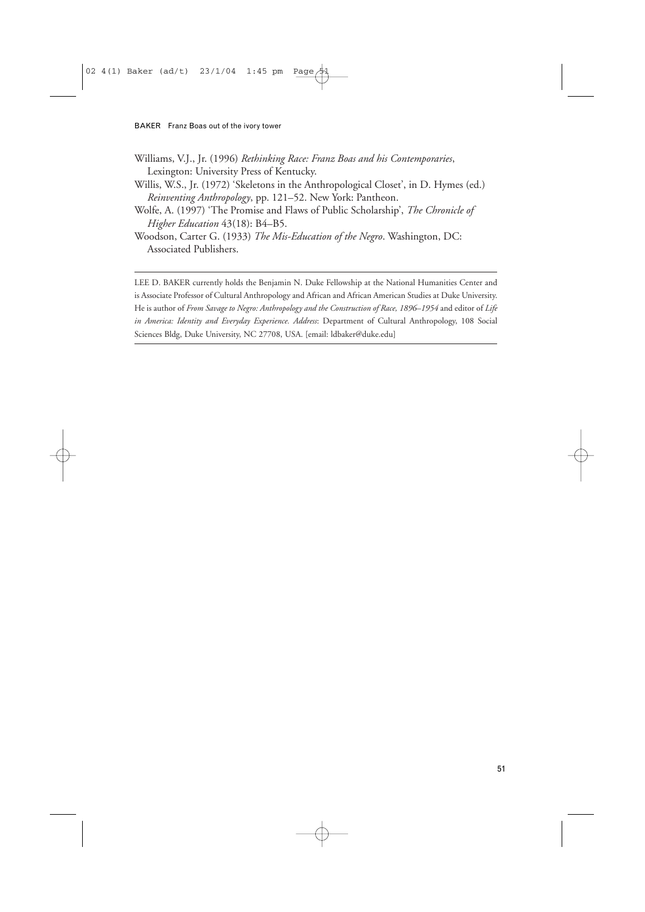Williams, V.J., Jr. (1996) *Rethinking Race: Franz Boas and his Contemporaries*, Lexington: University Press of Kentucky.

Willis, W.S., Jr. (1972) 'Skeletons in the Anthropological Closet', in D. Hymes (ed.) *Reinventing Anthropology*, pp. 121–52. New York: Pantheon.

Wolfe, A. (1997) 'The Promise and Flaws of Public Scholarship', *The Chronicle of Higher Education* 43(18): B4–B5.

Woodson, Carter G. (1933) *The Mis-Education of the Negro*. Washington, DC: Associated Publishers.

---

LEE D. BAKER currently holds the Benjamin N. Duke Fellowship at the National Humanities Center and is Associate Professor of Cultural Anthropology and African and African American Studies at Duke University. He is author of *From Savage to Negro: Anthropology and the Construction of Race, 1896–1954* and editor of *Life in America: Identity and Everyday Experience*. *Address*: Department of Cultural Anthropology, 108 Social Sciences Bldg, Duke University, NC 27708, USA. [email: ldbaker@duke.edu]